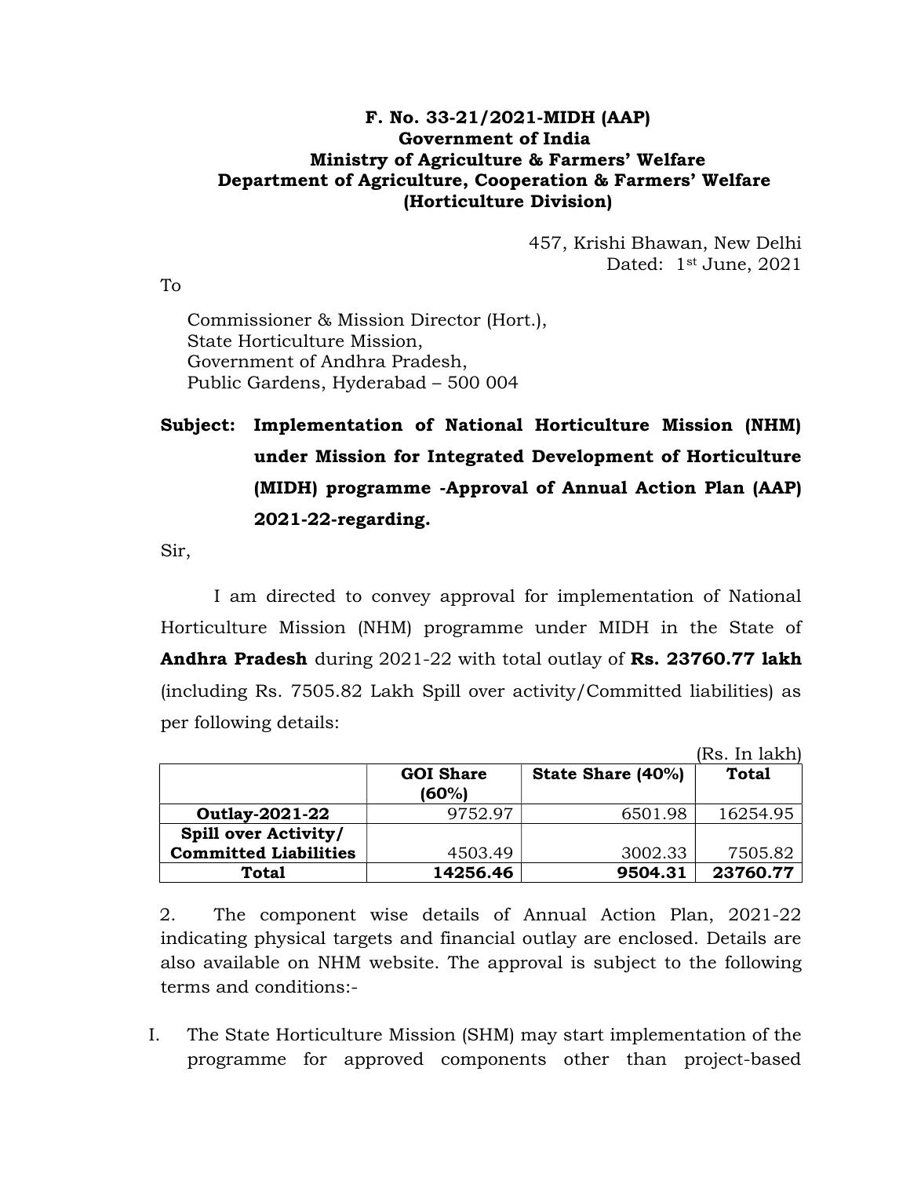**F. No. 33-21/2021-MIDH (AAP)**
**Government of India**
**Ministry of Agriculture & Farmers' Welfare**
**Department of Agriculture, Cooperation & Farmers' Welfare**
**(Horticulture Division)**

457, Krishi Bhawan, New Delhi
Dated: 1st June, 2021

To

Commissioner & Mission Director (Hort.),
State Horticulture Mission,
Government of Andhra Pradesh,
Public Gardens, Hyderabad – 500 004

**Subject: Implementation of National Horticulture Mission (NHM) under Mission for Integrated Development of Horticulture (MIDH) programme -Approval of Annual Action Plan (AAP) 2021-22-regarding.**

Sir,

I am directed to convey approval for implementation of National Horticulture Mission (NHM) programme under MIDH in the State of **Andhra Pradesh** during 2021-22 with total outlay of **Rs. 23760.77 lakh** (including Rs. 7505.82 Lakh Spill over activity/Committed liabilities) as per following details:

(Rs. In lakh)

| | GOI Share (60%) | State Share (40%) | Total |
|---|---|---|---|
| **Outlay-2021-22** | 9752.97 | 6501.98 | 16254.95 |
| **Spill over Activity/ Committed Liabilities** | 4503.49 | 3002.33 | 7505.82 |
| **Total** | **14256.46** | **9504.31** | **23760.77** |

2. The component wise details of Annual Action Plan, 2021-22 indicating physical targets and financial outlay are enclosed. Details are also available on NHM website. The approval is subject to the following terms and conditions:-

I. The State Horticulture Mission (SHM) may start implementation of the programme for approved components other than project-based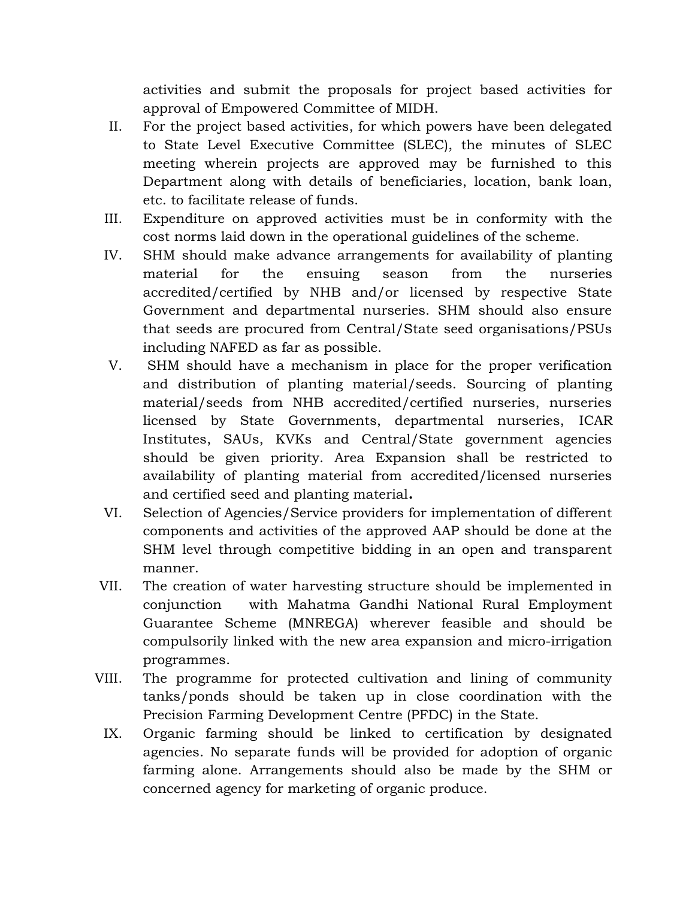activities and submit the proposals for project based activities for approval of Empowered Committee of MIDH.

II. For the project based activities, for which powers have been delegated to State Level Executive Committee (SLEC), the minutes of SLEC meeting wherein projects are approved may be furnished to this Department along with details of beneficiaries, location, bank loan, etc. to facilitate release of funds.

III. Expenditure on approved activities must be in conformity with the cost norms laid down in the operational guidelines of the scheme.

IV. SHM should make advance arrangements for availability of planting material for the ensuing season from the nurseries accredited/certified by NHB and/or licensed by respective State Government and departmental nurseries. SHM should also ensure that seeds are procured from Central/State seed organisations/PSUs including NAFED as far as possible.

V. SHM should have a mechanism in place for the proper verification and distribution of planting material/seeds. Sourcing of planting material/seeds from NHB accredited/certified nurseries, nurseries licensed by State Governments, departmental nurseries, ICAR Institutes, SAUs, KVKs and Central/State government agencies should be given priority. Area Expansion shall be restricted to availability of planting material from accredited/licensed nurseries and certified seed and planting material**.**

VI. Selection of Agencies/Service providers for implementation of different components and activities of the approved AAP should be done at the SHM level through competitive bidding in an open and transparent manner.

VII. The creation of water harvesting structure should be implemented in conjunction with Mahatma Gandhi National Rural Employment Guarantee Scheme (MNREGA) wherever feasible and should be compulsorily linked with the new area expansion and micro-irrigation programmes.

VIII. The programme for protected cultivation and lining of community tanks/ponds should be taken up in close coordination with the Precision Farming Development Centre (PFDC) in the State.

IX. Organic farming should be linked to certification by designated agencies. No separate funds will be provided for adoption of organic farming alone. Arrangements should also be made by the SHM or concerned agency for marketing of organic produce.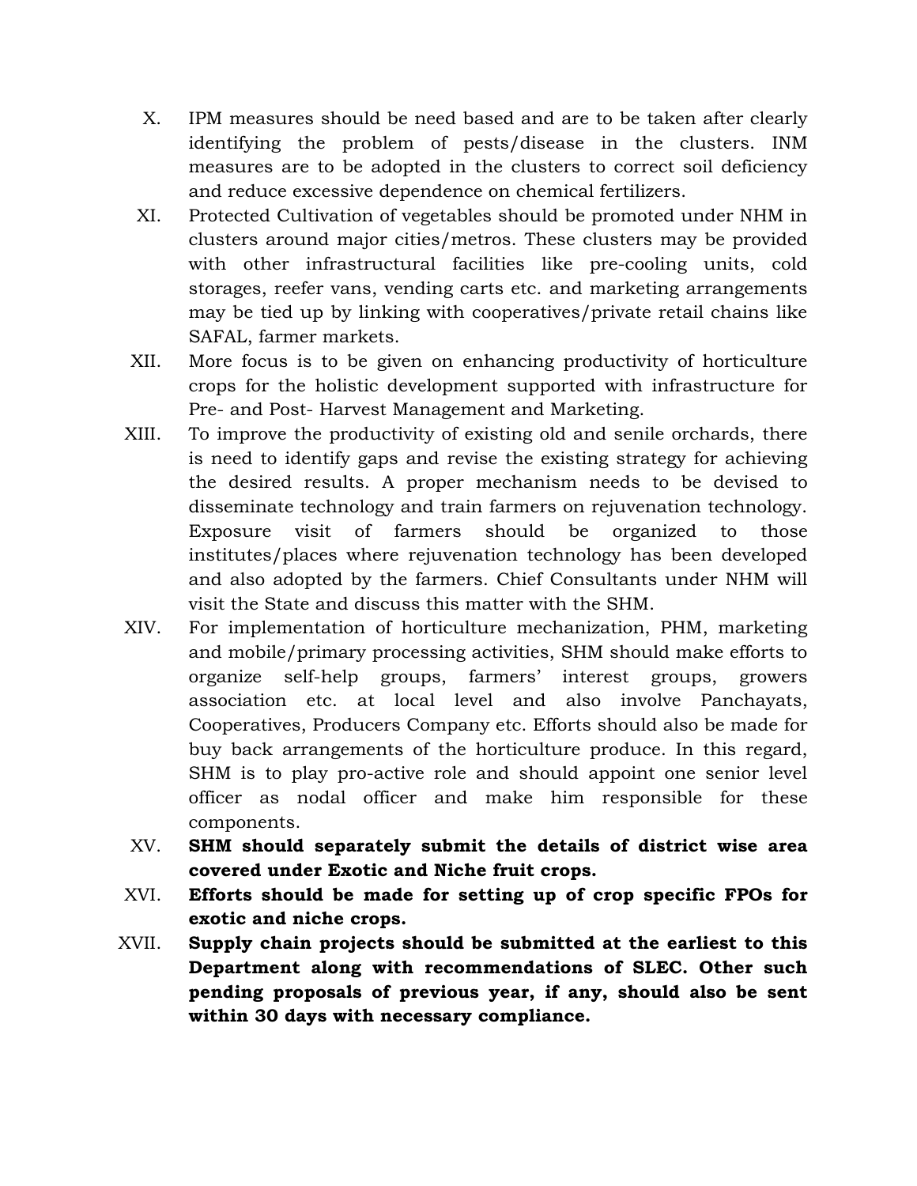X. IPM measures should be need based and are to be taken after clearly identifying the problem of pests/disease in the clusters. INM measures are to be adopted in the clusters to correct soil deficiency and reduce excessive dependence on chemical fertilizers.

XI. Protected Cultivation of vegetables should be promoted under NHM in clusters around major cities/metros. These clusters may be provided with other infrastructural facilities like pre-cooling units, cold storages, reefer vans, vending carts etc. and marketing arrangements may be tied up by linking with cooperatives/private retail chains like SAFAL, farmer markets.

XII. More focus is to be given on enhancing productivity of horticulture crops for the holistic development supported with infrastructure for Pre- and Post- Harvest Management and Marketing.

XIII. To improve the productivity of existing old and senile orchards, there is need to identify gaps and revise the existing strategy for achieving the desired results. A proper mechanism needs to be devised to disseminate technology and train farmers on rejuvenation technology. Exposure visit of farmers should be organized to those institutes/places where rejuvenation technology has been developed and also adopted by the farmers. Chief Consultants under NHM will visit the State and discuss this matter with the SHM.

XIV. For implementation of horticulture mechanization, PHM, marketing and mobile/primary processing activities, SHM should make efforts to organize self-help groups, farmers' interest groups, growers association etc. at local level and also involve Panchayats, Cooperatives, Producers Company etc. Efforts should also be made for buy back arrangements of the horticulture produce. In this regard, SHM is to play pro-active role and should appoint one senior level officer as nodal officer and make him responsible for these components.

XV. **SHM should separately submit the details of district wise area covered under Exotic and Niche fruit crops.**

XVI. **Efforts should be made for setting up of crop specific FPOs for exotic and niche crops.**

XVII. **Supply chain projects should be submitted at the earliest to this Department along with recommendations of SLEC. Other such pending proposals of previous year, if any, should also be sent within 30 days with necessary compliance.**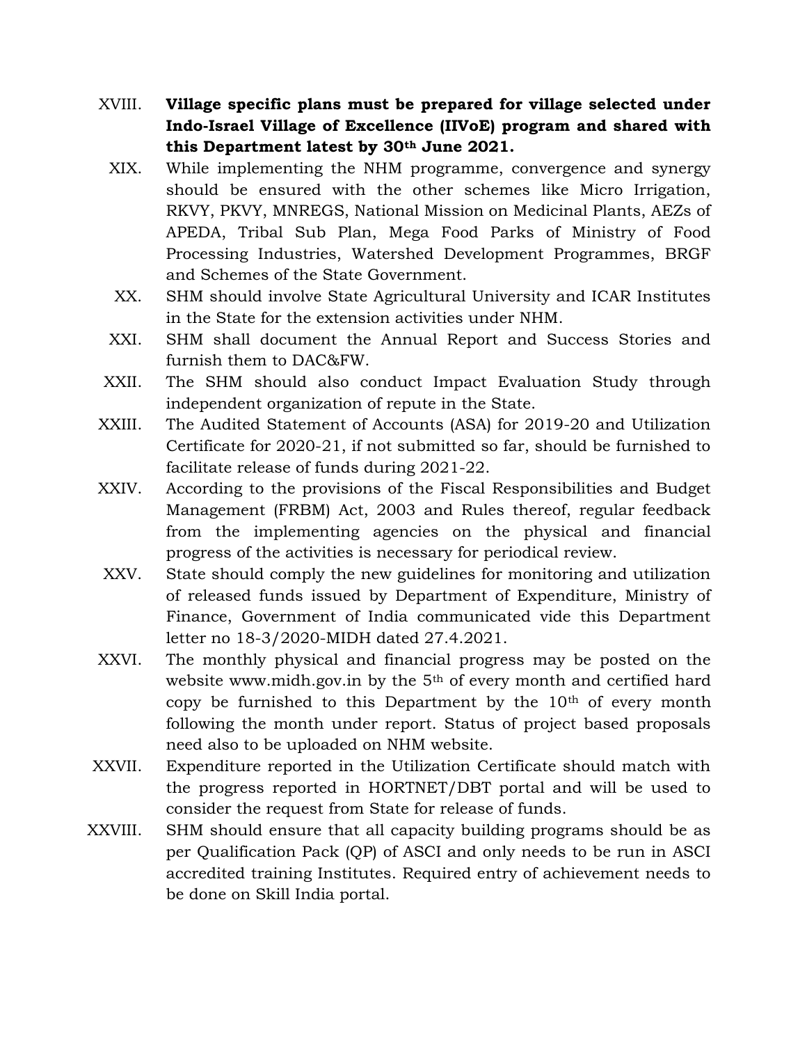XVIII. **Village specific plans must be prepared for village selected under Indo-Israel Village of Excellence (IIVoE) program and shared with this Department latest by 30th June 2021.**

XIX. While implementing the NHM programme, convergence and synergy should be ensured with the other schemes like Micro Irrigation, RKVY, PKVY, MNREGS, National Mission on Medicinal Plants, AEZs of APEDA, Tribal Sub Plan, Mega Food Parks of Ministry of Food Processing Industries, Watershed Development Programmes, BRGF and Schemes of the State Government.

XX. SHM should involve State Agricultural University and ICAR Institutes in the State for the extension activities under NHM.

XXI. SHM shall document the Annual Report and Success Stories and furnish them to DAC&FW.

XXII. The SHM should also conduct Impact Evaluation Study through independent organization of repute in the State.

XXIII. The Audited Statement of Accounts (ASA) for 2019-20 and Utilization Certificate for 2020-21, if not submitted so far, should be furnished to facilitate release of funds during 2021-22.

XXIV. According to the provisions of the Fiscal Responsibilities and Budget Management (FRBM) Act, 2003 and Rules thereof, regular feedback from the implementing agencies on the physical and financial progress of the activities is necessary for periodical review.

XXV. State should comply the new guidelines for monitoring and utilization of released funds issued by Department of Expenditure, Ministry of Finance, Government of India communicated vide this Department letter no 18-3/2020-MIDH dated 27.4.2021.

XXVI. The monthly physical and financial progress may be posted on the website www.midh.gov.in by the 5th of every month and certified hard copy be furnished to this Department by the 10th of every month following the month under report. Status of project based proposals need also to be uploaded on NHM website.

XXVII. Expenditure reported in the Utilization Certificate should match with the progress reported in HORTNET/DBT portal and will be used to consider the request from State for release of funds.

XXVIII. SHM should ensure that all capacity building programs should be as per Qualification Pack (QP) of ASCI and only needs to be run in ASCI accredited training Institutes. Required entry of achievement needs to be done on Skill India portal.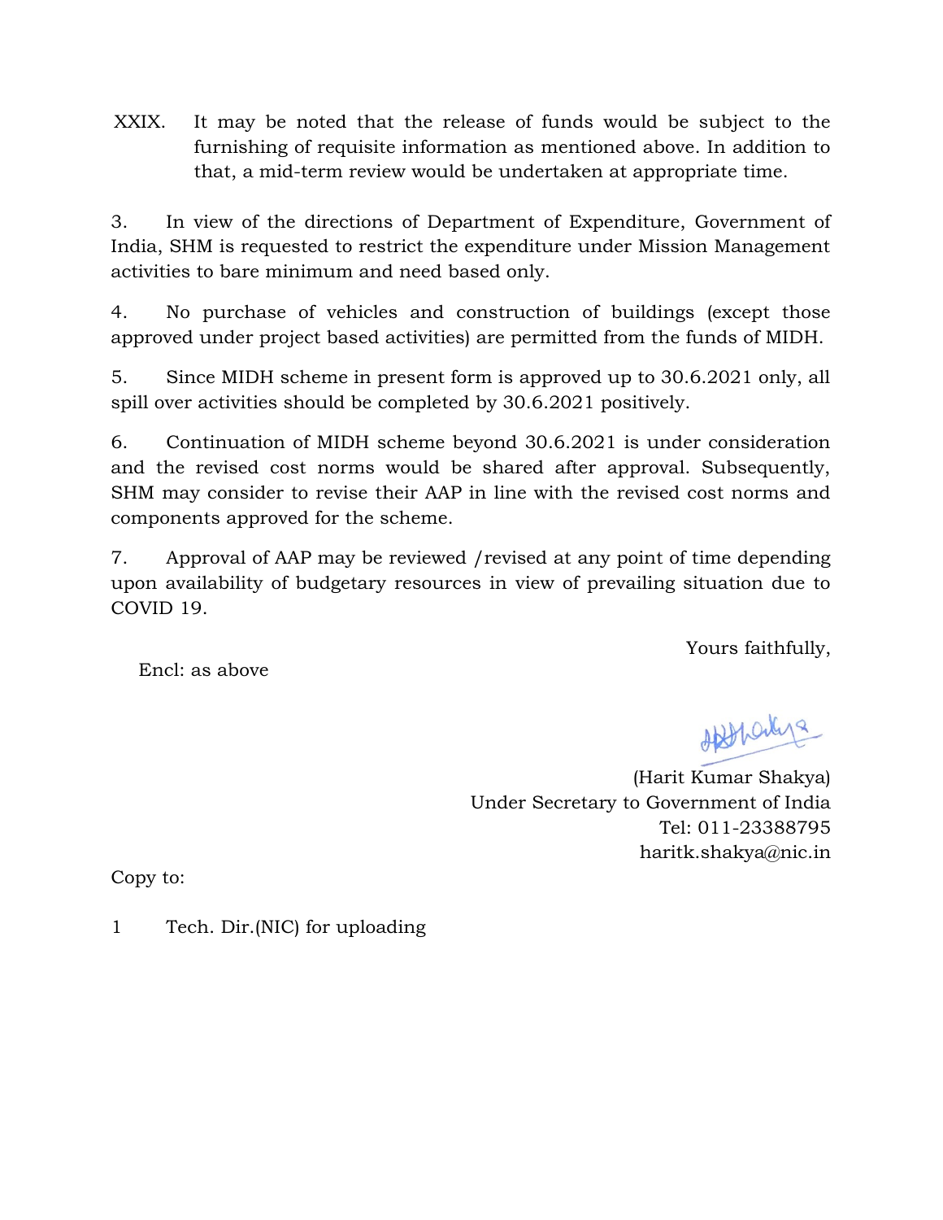XXIX. It may be noted that the release of funds would be subject to the furnishing of requisite information as mentioned above. In addition to that, a mid-term review would be undertaken at appropriate time.

3. In view of the directions of Department of Expenditure, Government of India, SHM is requested to restrict the expenditure under Mission Management activities to bare minimum and need based only.

4. No purchase of vehicles and construction of buildings (except those approved under project based activities) are permitted from the funds of MIDH.

5. Since MIDH scheme in present form is approved up to 30.6.2021 only, all spill over activities should be completed by 30.6.2021 positively.

6. Continuation of MIDH scheme beyond 30.6.2021 is under consideration and the revised cost norms would be shared after approval. Subsequently, SHM may consider to revise their AAP in line with the revised cost norms and components approved for the scheme.

7. Approval of AAP may be reviewed /revised at any point of time depending upon availability of budgetary resources in view of prevailing situation due to COVID 19.

Yours faithfully,

Encl: as above

(Harit Kumar Shakya)
Under Secretary to Government of India
Tel: 011-23388795
haritk.shakya@nic.in

Copy to:

1 Tech. Dir.(NIC) for uploading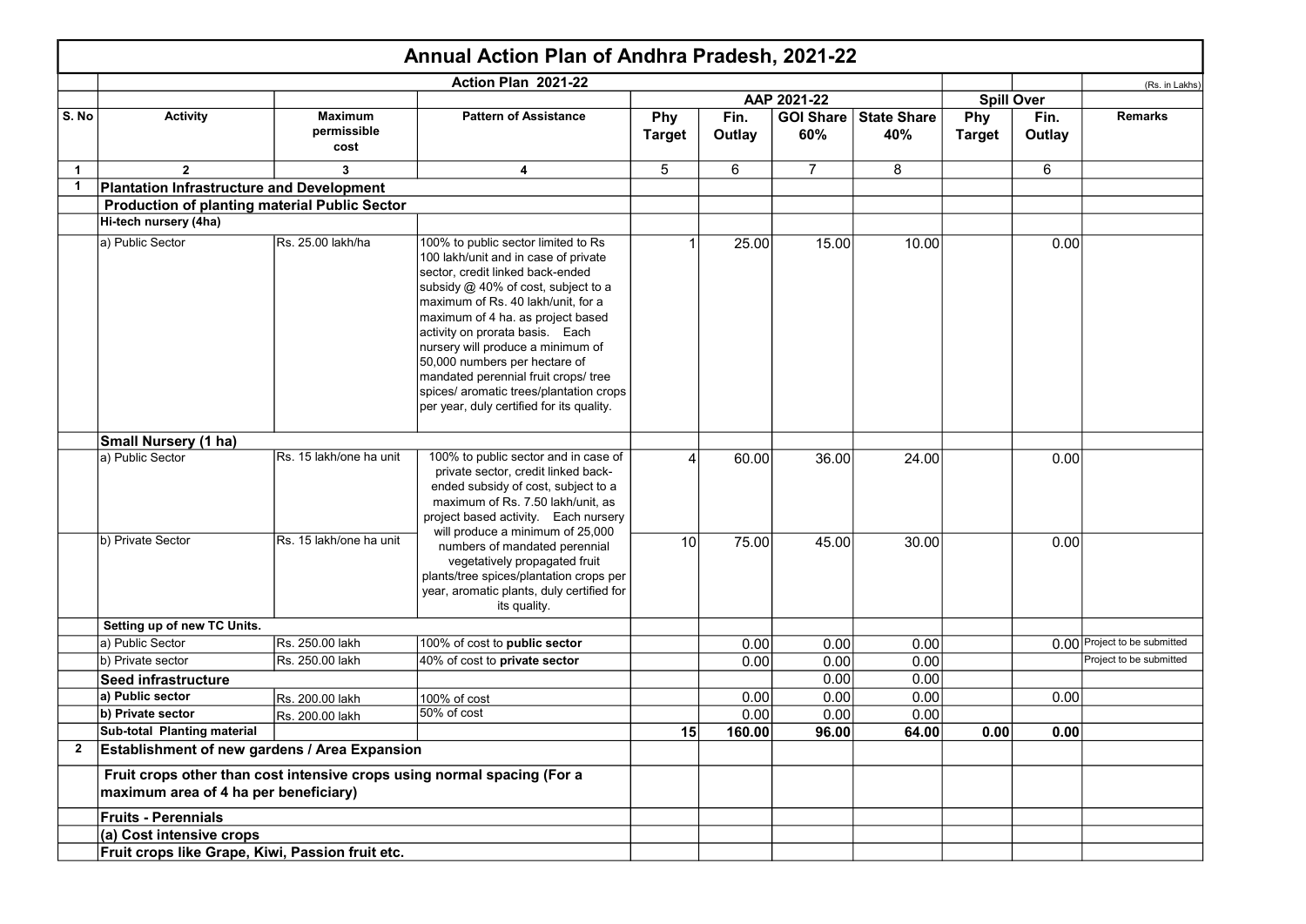# Annual Action Plan of Andhra Pradesh, 2021-22

| | Action Plan 2021-22 | | | AAP 2021-22 | | | | Spill Over | | (Rs. in Lakhs) |
|---|---|---|---|---|---|---|---|---|---|---|
| S. No | Activity | Maximum permissible cost | Pattern of Assistance | Phy Target | Fin. Outlay | GOI Share 60% | State Share 40% | Phy Target | Fin. Outlay | Remarks |
| 1 | 2 | 3 | 4 | 5 | 6 | 7 | 8 | | 6 | |
| 1 | **Plantation Infrastructure and Development** | | | | | | | | | |
| | **Production of planting material Public Sector** | | | | | | | | | |
| | **Hi-tech nursery (4ha)** | | | | | | | | | |
| | a) Public Sector | Rs. 25.00 lakh/ha | 100% to public sector limited to Rs 100 lakh/unit and in case of private sector, credit linked back-ended subsidy @ 40% of cost, subject to a maximum of Rs. 40 lakh/unit, for a maximum of 4 ha. as project based activity on prorata basis. Each nursery will produce a minimum of 50,000 numbers per hectare of mandated perennial fruit crops/ tree spices/ aromatic trees/plantation crops per year, duly certified for its quality. | 1 | 25.00 | 15.00 | 10.00 | | 0.00 | |
| | **Small Nursery (1 ha)** | | | | | | | | | |
| | a) Public Sector | Rs. 15 lakh/one ha unit | 100% to public sector and in case of private sector, credit linked back-ended subsidy of cost, subject to a maximum of Rs. 7.50 lakh/unit, as project based activity. Each nursery will produce a minimum of 25,000 numbers of mandated perennial vegetatively propagated fruit plants/tree spices/plantation crops per year, aromatic plants, duly certified for its quality. | 4 | 60.00 | 36.00 | 24.00 | | 0.00 | |
| | b) Private Sector | Rs. 15 lakh/one ha unit | | 10 | 75.00 | 45.00 | 30.00 | | 0.00 | |
| | **Setting up of new TC Units.** | | | | | | | | | |
| | a) Public Sector | Rs. 250.00 lakh | 100% of cost to **public sector** | | 0.00 | 0.00 | 0.00 | | 0.00 | Project to be submitted |
| | b) Private sector | Rs. 250.00 lakh | 40% of cost to **private sector** | | 0.00 | 0.00 | 0.00 | | | Project to be submitted |
| | **Seed infrastructure** | | | | | 0.00 | 0.00 | | | |
| | **a) Public sector** | Rs. 200.00 lakh | 100% of cost | | 0.00 | 0.00 | 0.00 | | 0.00 | |
| | **b) Private sector** | Rs. 200.00 lakh | 50% of cost | | 0.00 | 0.00 | 0.00 | | | |
| | **Sub-total Planting material** | | | **15** | **160.00** | **96.00** | **64.00** | **0.00** | **0.00** | |
| 2 | **Establishment of new gardens / Area Expansion** | | | | | | | | | |
| | **Fruit crops other than cost intensive crops using normal spacing (For a maximum area of 4 ha per beneficiary)** | | | | | | | | | |
| | **Fruits - Perennials** | | | | | | | | | |
| | **(a) Cost intensive crops** | | | | | | | | | |
| | **Fruit crops like Grape, Kiwi, Passion fruit etc.** | | | | | | | | | |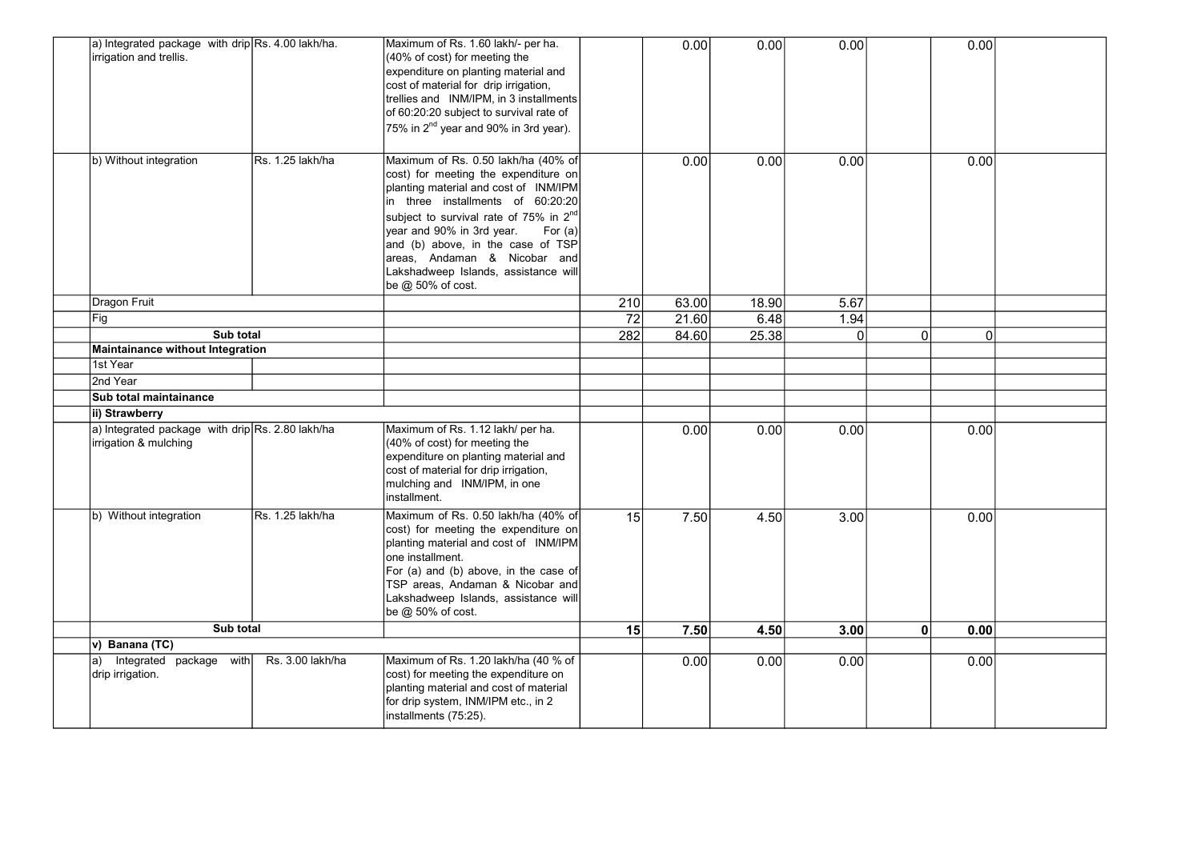| | | | | | | | | | | |
|---|---|---|---|---|---|---|---|---|---|---|
| | a) Integrated package with drip irrigation and trellis. | Rs. 4.00 lakh/ha. | Maximum of Rs. 1.60 lakh/- per ha. (40% of cost) for meeting the expenditure on planting material and cost of material for drip irrigation, trellies and INM/IPM, in 3 installments of 60:20:20 subject to survival rate of 75% in 2[nd] year and 90% in 3rd year). | | 0.00 | 0.00 | 0.00 | | 0.00 | |
| | b) Without integration | Rs. 1.25 lakh/ha | Maximum of Rs. 0.50 lakh/ha (40% of cost) for meeting the expenditure on planting material and cost of INM/IPM in three installments of 60:20:20 subject to survival rate of 75% in 2[nd] year and 90% in 3rd year. For (a) and (b) above, in the case of TSP areas, Andaman & Nicobar and Lakshadweep Islands, assistance will be @ 50% of cost. | | 0.00 | 0.00 | 0.00 | | 0.00 | |
| | Dragon Fruit | | | 210 | 63.00 | 18.90 | 5.67 | | | |
| | Fig | | | 72 | 21.60 | 6.48 | 1.94 | | | |
| | **Sub total** | | | 282 | 84.60 | 25.38 | 0 | 0 | 0 | |
| | **Maintainance without Integration** | | | | | | | | | |
| | 1st Year | | | | | | | | | |
| | 2nd Year | | | | | | | | | |
| | **Sub total maintainance** | | | | | | | | | |
| | **ii) Strawberry** | | | | | | | | | |
| | a) Integrated package with drip irrigation & mulching | Rs. 2.80 lakh/ha | Maximum of Rs. 1.12 lakh/ per ha. (40% of cost) for meeting the expenditure on planting material and cost of material for drip irrigation, mulching and INM/IPM, in one installment. | | 0.00 | 0.00 | 0.00 | | 0.00 | |
| | b) Without integration | Rs. 1.25 lakh/ha | Maximum of Rs. 0.50 lakh/ha (40% of cost) for meeting the expenditure on planting material and cost of INM/IPM one installment. For (a) and (b) above, in the case of TSP areas, Andaman & Nicobar and Lakshadweep Islands, assistance will be @ 50% of cost. | 15 | 7.50 | 4.50 | 3.00 | | 0.00 | |
| | **Sub total** | | | **15** | **7.50** | **4.50** | **3.00** | **0** | **0.00** | |
| | **v) Banana (TC)** | | | | | | | | | |
| | a) Integrated package with drip irrigation. | Rs. 3.00 lakh/ha | Maximum of Rs. 1.20 lakh/ha (40 % of cost) for meeting the expenditure on planting material and cost of material for drip system, INM/IPM etc., in 2 installments (75:25). | | 0.00 | 0.00 | 0.00 | | 0.00 | |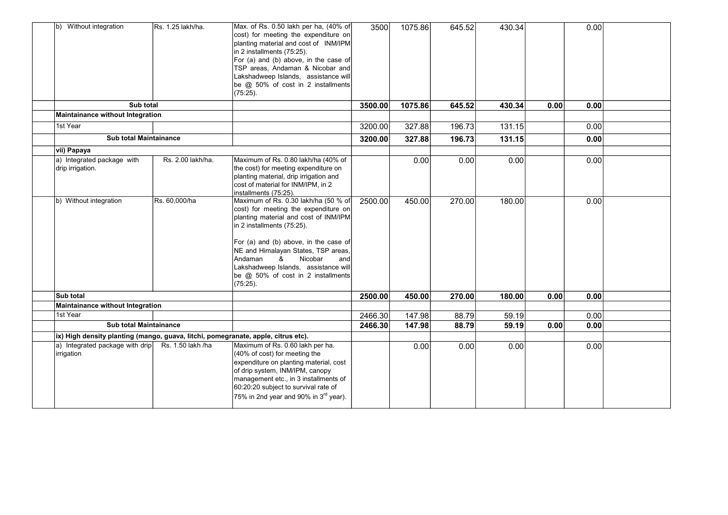| | | | | | | | | | | |
|---|---|---|---|---|---|---|---|---|---|---|
| | b) Without integration | Rs. 1.25 lakh/ha. | Max. of Rs. 0.50 lakh per ha, (40% of cost) for meeting the expenditure on planting material and cost of INM/IPM in 2 installments (75:25). For (a) and (b) above, in the case of TSP areas, Andaman & Nicobar and Lakshadweep Islands, assistance will be @ 50% of cost in 2 installments (75:25). | 3500 | 1075.86 | 645.52 | 430.34 | | 0.00 | |
| | **Sub total** | | | **3500.00** | **1075.86** | **645.52** | **430.34** | **0.00** | **0.00** | |
| | **Maintainance without Integration** | | | | | | | | | |
| | 1st Year | | | 3200.00 | 327.88 | 196.73 | 131.15 | | 0.00 | |
| | **Sub total Maintainance** | | | **3200.00** | **327.88** | **196.73** | **131.15** | | **0.00** | |
| | **vii) Papaya** | | | | | | | | | |
| | a) Integrated package with drip irrigation. | Rs. 2.00 lakh/ha. | Maximum of Rs. 0.80 lakh/ha (40% of the cost) for meeting expenditure on planting material, drip irrigation and cost of material for INM/IPM, in 2 installments (75:25). | | 0.00 | 0.00 | 0.00 | | 0.00 | |
| | b) Without integration | Rs. 60,000/ha | Maximum of Rs. 0.30 lakh/ha (50 % of cost) for meeting the expenditure on planting material and cost of INM/IPM in 2 installments (75:25). For (a) and (b) above, in the case of NE and Himalayan States, TSP areas, Andaman & Nicobar and Lakshadweep Islands, assistance will be @ 50% of cost in 2 installments (75:25). | 2500.00 | 450.00 | 270.00 | 180.00 | | 0.00 | |
| | **Sub total** | | | **2500.00** | **450.00** | **270.00** | **180.00** | **0.00** | **0.00** | |
| | **Maintainance without Integration** | | | | | | | | | |
| | 1st Year | | | 2466.30 | 147.98 | 88.79 | 59.19 | | 0.00 | |
| | **Sub total Maintainance** | | | **2466.30** | **147.98** | **88.79** | **59.19** | **0.00** | **0.00** | |
| | **ix) High density planting (mango, guava, litchi, pomegranate, apple, citrus etc).** | | | | | | | | | |
| | a) Integrated package with drip irrigation | Rs. 1.50 lakh /ha | Maximum of Rs. 0.60 lakh per ha. (40% of cost) for meeting the expenditure on planting material, cost of drip system, INM/IPM, canopy management etc., in 3 installments of 60:20:20 subject to survival rate of 75% in 2nd year and 90% in 3rd year). | | 0.00 | 0.00 | 0.00 | | 0.00 | |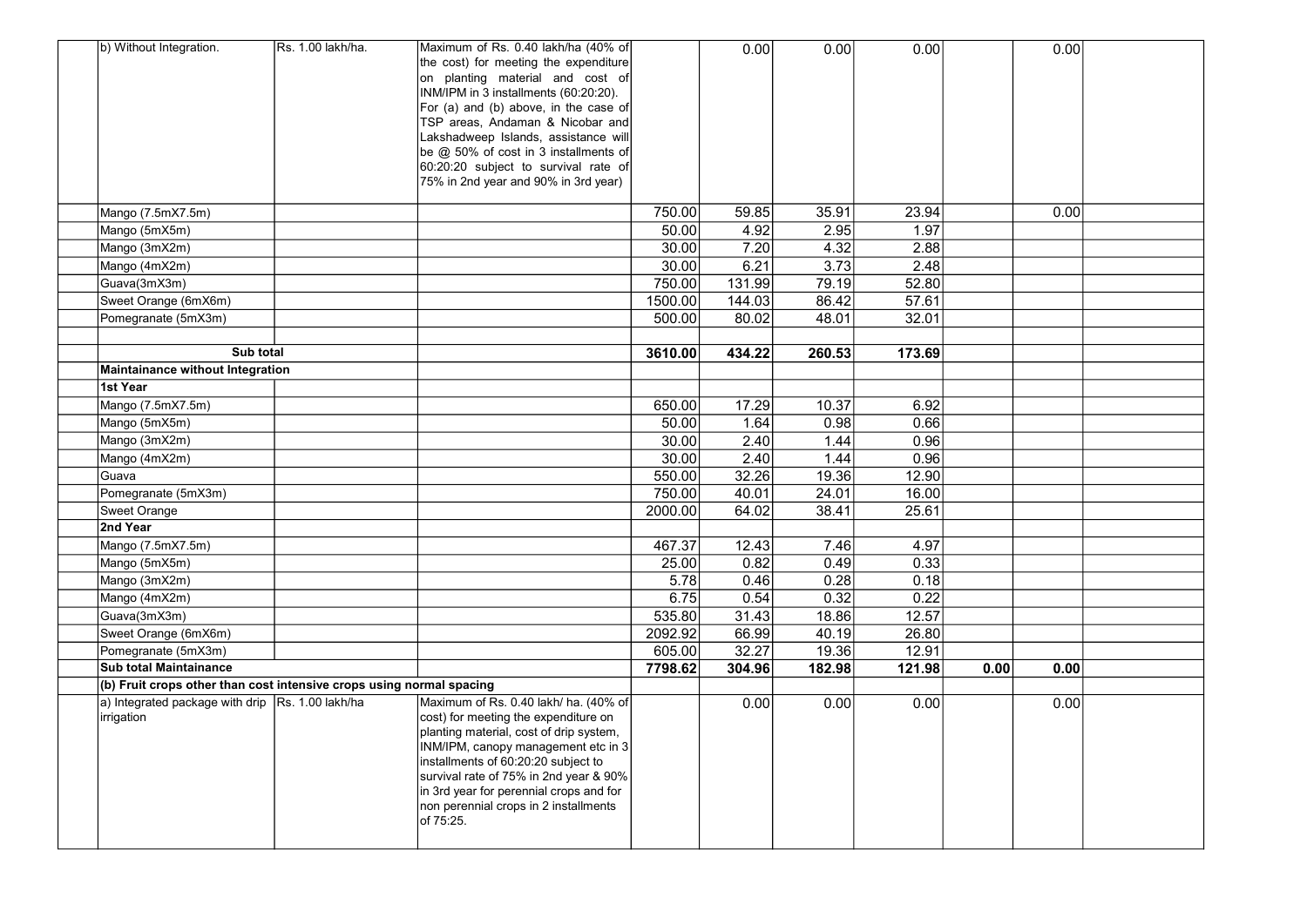| | | | | | | | | | | |
|---|---|---|---|---|---|---|---|---|---|---|
| | b) Without Integration. | Rs. 1.00 lakh/ha. | Maximum of Rs. 0.40 lakh/ha (40% of the cost) for meeting the expenditure on planting material and cost of INM/IPM in 3 installments (60:20:20). For (a) and (b) above, in the case of TSP areas, Andaman & Nicobar and Lakshadweep Islands, assistance will be @ 50% of cost in 3 installments of 60:20:20 subject to survival rate of 75% in 2nd year and 90% in 3rd year) | | 0.00 | 0.00 | 0.00 | | 0.00 | |
| | Mango (7.5mX7.5m) | | | 750.00 | 59.85 | 35.91 | 23.94 | | 0.00 | |
| | Mango (5mX5m) | | | 50.00 | 4.92 | 2.95 | 1.97 | | | |
| | Mango (3mX2m) | | | 30.00 | 7.20 | 4.32 | 2.88 | | | |
| | Mango (4mX2m) | | | 30.00 | 6.21 | 3.73 | 2.48 | | | |
| | Guava(3mX3m) | | | 750.00 | 131.99 | 79.19 | 52.80 | | | |
| | Sweet Orange (6mX6m) | | | 1500.00 | 144.03 | 86.42 | 57.61 | | | |
| | Pomegranate (5mX3m) | | | 500.00 | 80.02 | 48.01 | 32.01 | | | |
| | | | | | | | | | | |
| | **Sub total** | | | **3610.00** | **434.22** | **260.53** | **173.69** | | | |
| | **Maintainance without Integration** | | | | | | | | | |
| | **1st Year** | | | | | | | | | |
| | Mango (7.5mX7.5m) | | | 650.00 | 17.29 | 10.37 | 6.92 | | | |
| | Mango (5mX5m) | | | 50.00 | 1.64 | 0.98 | 0.66 | | | |
| | Mango (3mX2m) | | | 30.00 | 2.40 | 1.44 | 0.96 | | | |
| | Mango (4mX2m) | | | 30.00 | 2.40 | 1.44 | 0.96 | | | |
| | Guava | | | 550.00 | 32.26 | 19.36 | 12.90 | | | |
| | Pomegranate (5mX3m) | | | 750.00 | 40.01 | 24.01 | 16.00 | | | |
| | Sweet Orange | | | 2000.00 | 64.02 | 38.41 | 25.61 | | | |
| | **2nd Year** | | | | | | | | | |
| | Mango (7.5mX7.5m) | | | 467.37 | 12.43 | 7.46 | 4.97 | | | |
| | Mango (5mX5m) | | | 25.00 | 0.82 | 0.49 | 0.33 | | | |
| | Mango (3mX2m) | | | 5.78 | 0.46 | 0.28 | 0.18 | | | |
| | Mango (4mX2m) | | | 6.75 | 0.54 | 0.32 | 0.22 | | | |
| | Guava(3mX3m) | | | 535.80 | 31.43 | 18.86 | 12.57 | | | |
| | Sweet Orange (6mX6m) | | | 2092.92 | 66.99 | 40.19 | 26.80 | | | |
| | Pomegranate (5mX3m) | | | 605.00 | 32.27 | 19.36 | 12.91 | | | |
| | **Sub total Maintainance** | | | **7798.62** | **304.96** | **182.98** | **121.98** | **0.00** | **0.00** | |
| | **(b) Fruit crops other than cost intensive crops using normal spacing** | | | | | | | | | |
| | a) Integrated package with drip irrigation | Rs. 1.00 lakh/ha | Maximum of Rs. 0.40 lakh/ ha. (40% of cost) for meeting the expenditure on planting material, cost of drip system, INM/IPM, canopy management etc in 3 installments of 60:20:20 subject to survival rate of 75% in 2nd year & 90% in 3rd year for perennial crops and for non perennial crops in 2 installments of 75:25. | | 0.00 | 0.00 | 0.00 | | 0.00 | |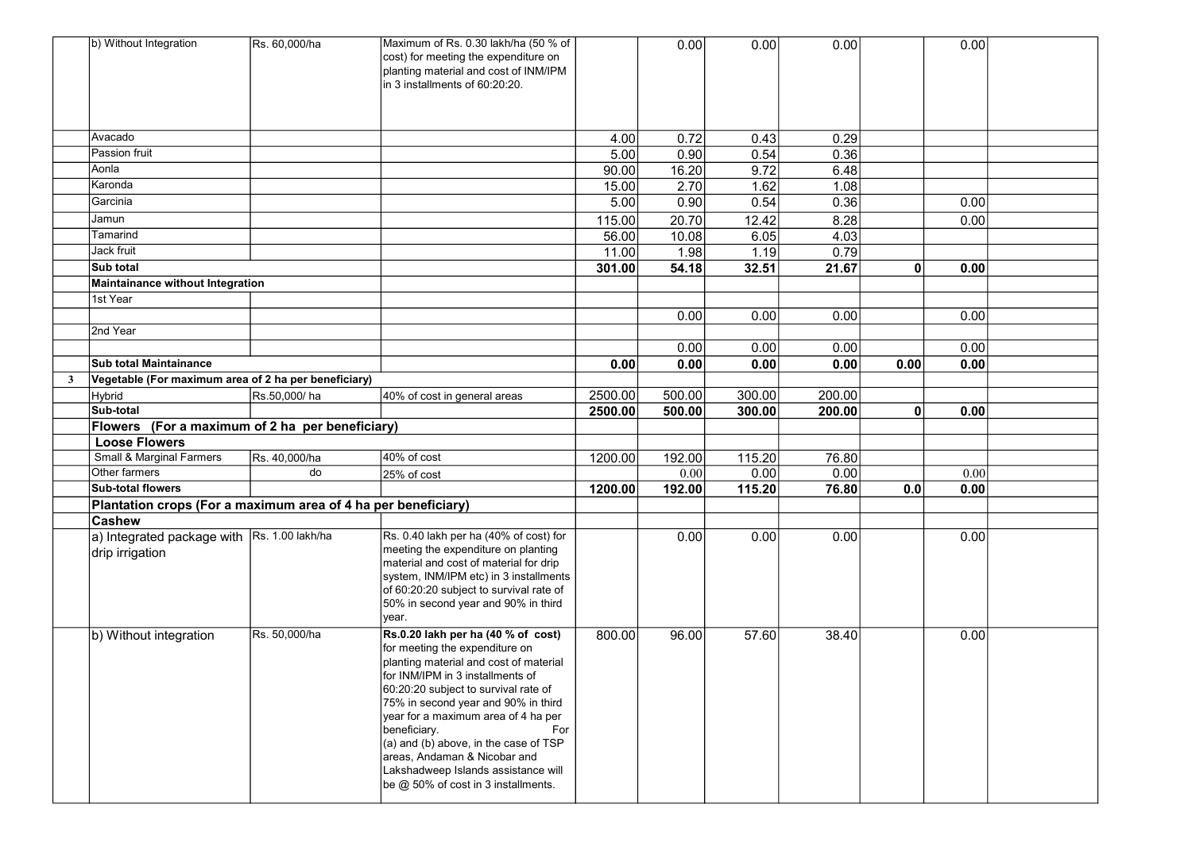| | | | | | | | | | | |
|---|---|---|---|---|---|---|---|---|---|---|
| | b) Without Integration | Rs. 60,000/ha | Maximum of Rs. 0.30 lakh/ha (50 % of cost) for meeting the expenditure on planting material and cost of INM/IPM in 3 installments of 60:20:20. | | 0.00 | 0.00 | 0.00 | | 0.00 | |
| | Avacado | | | 4.00 | 0.72 | 0.43 | 0.29 | | | |
| | Passion fruit | | | 5.00 | 0.90 | 0.54 | 0.36 | | | |
| | Aonla | | | 90.00 | 16.20 | 9.72 | 6.48 | | | |
| | Karonda | | | 15.00 | 2.70 | 1.62 | 1.08 | | | |
| | Garcinia | | | 5.00 | 0.90 | 0.54 | 0.36 | | 0.00 | |
| | Jamun | | | 115.00 | 20.70 | 12.42 | 8.28 | | 0.00 | |
| | Tamarind | | | 56.00 | 10.08 | 6.05 | 4.03 | | | |
| | Jack fruit | | | 11.00 | 1.98 | 1.19 | 0.79 | | | |
| | **Sub total** | | | **301.00** | **54.18** | **32.51** | **21.67** | **0** | **0.00** | |
| | **Maintainance without Integration** | | | | | | | | | |
| | 1st Year | | | | | | | | | |
| | | | | | 0.00 | 0.00 | 0.00 | | 0.00 | |
| | 2nd Year | | | | | | | | | |
| | | | | | 0.00 | 0.00 | 0.00 | | 0.00 | |
| | **Sub total Maintainance** | | | **0.00** | **0.00** | **0.00** | **0.00** | **0.00** | **0.00** | |
| **3** | **Vegetable (For maximum area of 2 ha per beneficiary)** | | | | | | | | | |
| | Hybrid | Rs.50,000/ ha | 40% of cost in general areas | 2500.00 | 500.00 | 300.00 | 200.00 | | | |
| | **Sub-total** | | | **2500.00** | **500.00** | **300.00** | **200.00** | **0** | **0.00** | |
| | **Flowers (For a maximum of 2 ha per beneficiary)** | | | | | | | | | |
| | **Loose Flowers** | | | | | | | | | |
| | Small & Marginal Farmers | Rs. 40,000/ha | 40% of cost | 1200.00 | 192.00 | 115.20 | 76.80 | | | |
| | Other farmers | do | 25% of cost | | 0.00 | 0.00 | 0.00 | | 0.00 | |
| | **Sub-total flowers** | | | **1200.00** | **192.00** | **115.20** | **76.80** | **0.0** | **0.00** | |
| | **Plantation crops (For a maximum area of 4 ha per beneficiary)** | | | | | | | | | |
| | **Cashew** | | | | | | | | | |
| | a) Integrated package with drip irrigation | Rs. 1.00 lakh/ha | Rs. 0.40 lakh per ha (40% of cost) for meeting the expenditure on planting material and cost of material for drip system, INM/IPM etc) in 3 installments of 60:20:20 subject to survival rate of 50% in second year and 90% in third year. | | 0.00 | 0.00 | 0.00 | | 0.00 | |
| | b) Without integration | Rs. 50,000/ha | **Rs.0.20 lakh per ha (40 % of cost)** for meeting the expenditure on planting material and cost of material for INM/IPM in 3 installments of 60:20:20 subject to survival rate of 75% in second year and 90% in third year for a maximum area of 4 ha per beneficiary. For (a) and (b) above, in the case of TSP areas, Andaman & Nicobar and Lakshadweep Islands assistance will be @ 50% of cost in 3 installments. | 800.00 | 96.00 | 57.60 | 38.40 | | 0.00 | |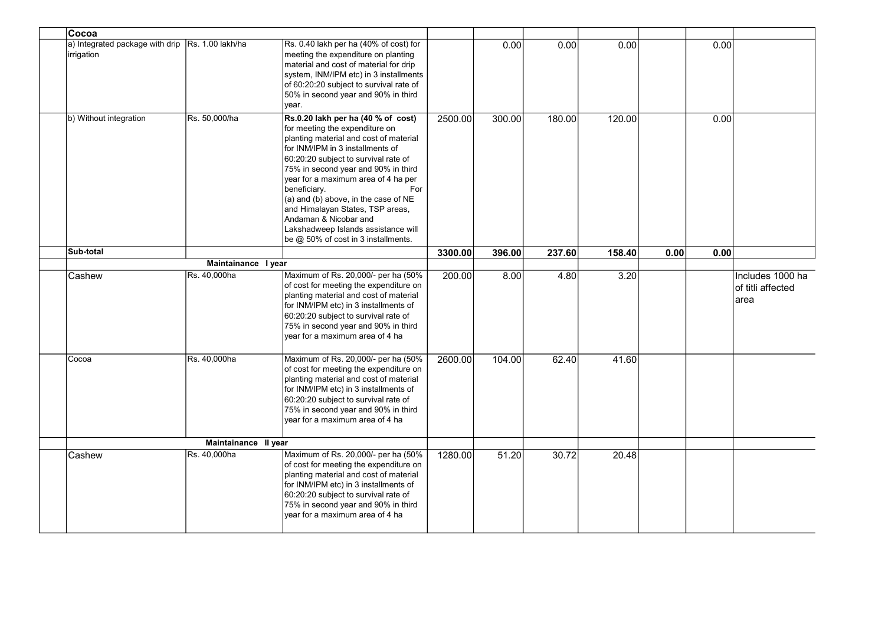| | | | | | | | | | | |
|---|---|---|---|---|---|---|---|---|---|---|
| | **Cocoa** | | | | | | | | | |
| | a) Integrated package with drip irrigation | Rs. 1.00 lakh/ha | Rs. 0.40 lakh per ha (40% of cost) for meeting the expenditure on planting material and cost of material for drip system, INM/IPM etc) in 3 installments of 60:20:20 subject to survival rate of 50% in second year and 90% in third year. | | 0.00 | 0.00 | 0.00 | | 0.00 | |
| | b) Without integration | Rs. 50,000/ha | **Rs.0.20 lakh per ha (40 % of cost)** for meeting the expenditure on planting material and cost of material for INM/IPM in 3 installments of 60:20:20 subject to survival rate of 75% in second year and 90% in third year for a maximum area of 4 ha per beneficiary. For (a) and (b) above, in the case of NE and Himalayan States, TSP areas, Andaman & Nicobar and Lakshadweep Islands assistance will be @ 50% of cost in 3 installments. | 2500.00 | 300.00 | 180.00 | 120.00 | | 0.00 | |
| | **Sub-total** | | | **3300.00** | **396.00** | **237.60** | **158.40** | **0.00** | **0.00** | |
| | **Maintainance I year** | | | | | | | | | |
| | Cashew | Rs. 40,000ha | Maximum of Rs. 20,000/- per ha (50% of cost for meeting the expenditure on planting material and cost of material for INM/IPM etc) in 3 installments of 60:20:20 subject to survival rate of 75% in second year and 90% in third year for a maximum area of 4 ha | 200.00 | 8.00 | 4.80 | 3.20 | | | Includes 1000 ha of titli affected area |
| | Cocoa | Rs. 40,000ha | Maximum of Rs. 20,000/- per ha (50% of cost for meeting the expenditure on planting material and cost of material for INM/IPM etc) in 3 installments of 60:20:20 subject to survival rate of 75% in second year and 90% in third year for a maximum area of 4 ha | 2600.00 | 104.00 | 62.40 | 41.60 | | | |
| | **Maintainance II year** | | | | | | | | | |
| | Cashew | Rs. 40,000ha | Maximum of Rs. 20,000/- per ha (50% of cost for meeting the expenditure on planting material and cost of material for INM/IPM etc) in 3 installments of 60:20:20 subject to survival rate of 75% in second year and 90% in third year for a maximum area of 4 ha | 1280.00 | 51.20 | 30.72 | 20.48 | | | |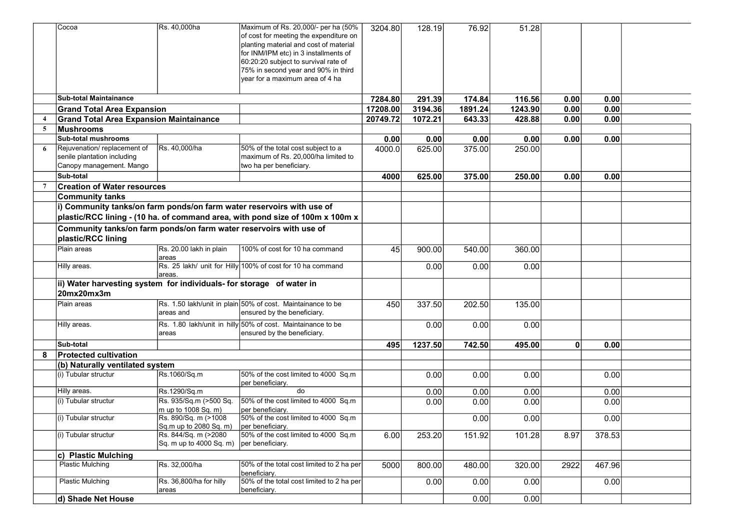| | | | | | | | | | | |
|---|---|---|---|---|---|---|---|---|---|---|
| | Cocoa | Rs. 40,000ha | Maximum of Rs. 20,000/- per ha (50% of cost for meeting the expenditure on planting material and cost of material for INM/IPM etc) in 3 installments of 60:20:20 subject to survival rate of 75% in second year and 90% in third year for a maximum area of 4 ha | 3204.80 | 128.19 | 76.92 | 51.28 | | | |
| | **Sub-total Maintainance** | | | **7284.80** | **291.39** | **174.84** | **116.56** | **0.00** | **0.00** | |
| | **Grand Total Area Expansion** | | | **17208.00** | **3194.36** | **1891.24** | **1243.90** | **0.00** | **0.00** | |
| **4** | **Grand Total Area Expansion Maintainance** | | | **20749.72** | **1072.21** | **643.33** | **428.88** | **0.00** | **0.00** | |
| **5** | **Mushrooms** | | | | | | | | | |
| | **Sub-total mushrooms** | | | **0.00** | **0.00** | **0.00** | **0.00** | **0.00** | **0.00** | |
| **6** | Rejuvenation/ replacement of senile plantation including Canopy management. Mango | Rs. 40,000/ha | 50% of the total cost subject to a maximum of Rs. 20,000/ha limited to two ha per beneficiary. | 4000.0 | 625.00 | 375.00 | 250.00 | | | |
| | **Sub-total** | | | **4000** | **625.00** | **375.00** | **250.00** | **0.00** | **0.00** | |
| **7** | **Creation of Water resources** | | | | | | | | | |
| | **Community tanks** | | | | | | | | | |
| | **i) Community tanks/on farm ponds/on farm water reservoirs with use of plastic/RCC lining - (10 ha. of command area, with pond size of 100m x 100m x** | | | | | | | | | |
| | **Community tanks/on farm ponds/on farm water reservoirs with use of plastic/RCC lining** | | | | | | | | | |
| | Plain areas | Rs. 20.00 lakh in plain areas | 100% of cost for 10 ha command | 45 | 900.00 | 540.00 | 360.00 | | | |
| | Hilly areas. | Rs. 25 lakh/ unit for Hilly areas. | 100% of cost for 10 ha command | | 0.00 | 0.00 | 0.00 | | | |
| | **ii) Water harvesting system for individuals- for storage of water in 20mx20mx3m** | | | | | | | | | |
| | Plain areas | Rs. 1.50 lakh/unit in plain areas and | 50% of cost. Maintainance to be ensured by the beneficiary. | 450 | 337.50 | 202.50 | 135.00 | | | |
| | Hilly areas. | Rs. 1.80 lakh/unit in hilly areas | 50% of cost. Maintainance to be ensured by the beneficiary. | | 0.00 | 0.00 | 0.00 | | | |
| | **Sub-total** | | | **495** | **1237.50** | **742.50** | **495.00** | **0** | **0.00** | |
| **8** | **Protected cultivation** | | | | | | | | | |
| | **(b) Naturally ventilated system** | | | | | | | | | |
| | (i) Tubular structur | Rs.1060/Sq.m | 50% of the cost limited to 4000 Sq.m per beneficiary. | | 0.00 | 0.00 | 0.00 | | 0.00 | |
| | Hilly areas. | Rs.1290/Sq.m | do | | 0.00 | 0.00 | 0.00 | | 0.00 | |
| | (i) Tubular structur | Rs. 935/Sq.m (>500 Sq. m up to 1008 Sq. m) | 50% of the cost limited to 4000 Sq.m per beneficiary. | | 0.00 | 0.00 | 0.00 | | 0.00 | |
| | (i) Tubular structur | Rs. 890/Sq. m (>1008 Sq.m up to 2080 Sq. m) | 50% of the cost limited to 4000 Sq.m per beneficiary. | | | 0.00 | 0.00 | | 0.00 | |
| | (i) Tubular structur | Rs. 844/Sq. m (>2080 Sq. m up to 4000 Sq. m) | 50% of the cost limited to 4000 Sq.m per beneficiary. | 6.00 | 253.20 | 151.92 | 101.28 | 8.97 | 378.53 | |
| | **c) Plastic Mulching** | | | | | | | | | |
| | Plastic Mulching | Rs. 32,000/ha | 50% of the total cost limited to 2 ha per beneficiary. | 5000 | 800.00 | 480.00 | 320.00 | 2922 | 467.96 | |
| | Plastic Mulching | Rs. 36,800/ha for hilly areas | 50% of the total cost limited to 2 ha per beneficiary. | | 0.00 | 0.00 | 0.00 | | 0.00 | |
| | **d) Shade Net House** | | | | | 0.00 | 0.00 | | | |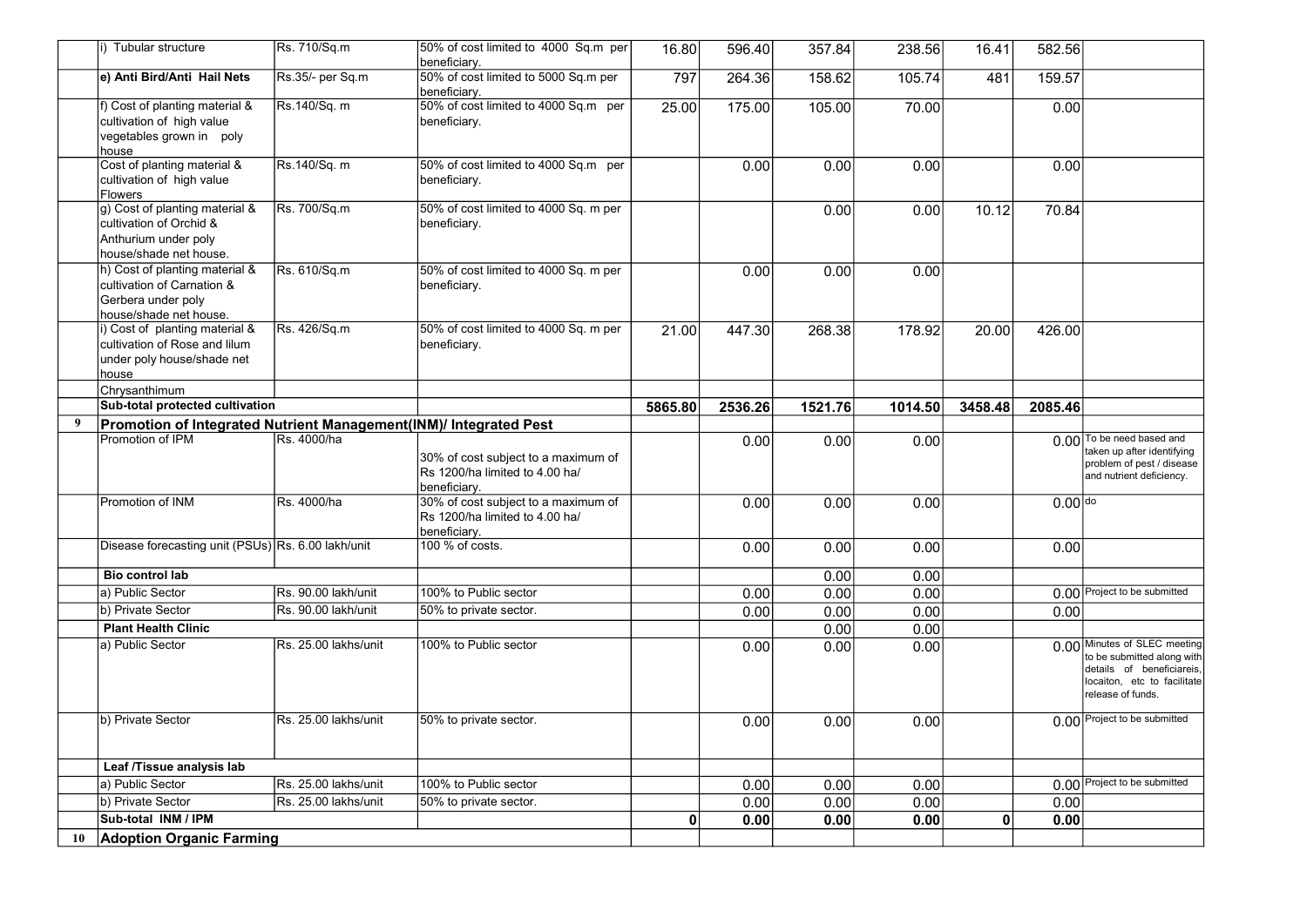| | | | | | | | | | |
|---|---|---|---|---|---|---|---|---|---|
| | i) Tubular structure | Rs. 710/Sq.m | 50% of cost limited to 4000 Sq.m per beneficiary. | 16.80 | 596.40 | 357.84 | 238.56 | 16.41 | 582.56 | |
| | **e) Anti Bird/Anti Hail Nets** | Rs.35/- per Sq.m | 50% of cost limited to 5000 Sq.m per beneficiary. | 797 | 264.36 | 158.62 | 105.74 | 481 | 159.57 | |
| | f) Cost of planting material & cultivation of high value vegetables grown in poly house | Rs.140/Sq. m | 50% of cost limited to 4000 Sq.m per beneficiary. | 25.00 | 175.00 | 105.00 | 70.00 | | 0.00 | |
| | Cost of planting material & cultivation of high value Flowers | Rs.140/Sq. m | 50% of cost limited to 4000 Sq.m per beneficiary. | | 0.00 | 0.00 | 0.00 | | 0.00 | |
| | g) Cost of planting material & cultivation of Orchid & Anthurium under poly house/shade net house. | Rs. 700/Sq.m | 50% of cost limited to 4000 Sq. m per beneficiary. | | | 0.00 | 0.00 | 10.12 | 70.84 | |
| | h) Cost of planting material & cultivation of Carnation & Gerbera under poly house/shade net house. | Rs. 610/Sq.m | 50% of cost limited to 4000 Sq. m per beneficiary. | | 0.00 | 0.00 | 0.00 | | | |
| | i) Cost of planting material & cultivation of Rose and lilum under poly house/shade net house | Rs. 426/Sq.m | 50% of cost limited to 4000 Sq. m per beneficiary. | 21.00 | 447.30 | 268.38 | 178.92 | 20.00 | 426.00 | |
| | Chrysanthimum | | | | | | | | | |
| | **Sub-total protected cultivation** | | | **5865.80** | **2536.26** | **1521.76** | **1014.50** | **3458.48** | **2085.46** | |
| **9** | **Promotion of Integrated Nutrient Management(INM)/ Integrated Pest** | | | | | | | | | |
| | Promotion of IPM | Rs. 4000/ha | 30% of cost subject to a maximum of Rs 1200/ha limited to 4.00 ha/ beneficiary. | | 0.00 | 0.00 | 0.00 | | 0.00 | To be need based and taken up after identifying problem of pest / disease and nutrient deficiency. |
| | Promotion of INM | Rs. 4000/ha | 30% of cost subject to a maximum of Rs 1200/ha limited to 4.00 ha/ beneficiary. | | 0.00 | 0.00 | 0.00 | | 0.00 | do |
| | Disease forecasting unit (PSUs) | Rs. 6.00 lakh/unit | 100 % of costs. | | 0.00 | 0.00 | 0.00 | | 0.00 | |
| | **Bio control lab** | | | | | 0.00 | 0.00 | | | |
| | a) Public Sector | Rs. 90.00 lakh/unit | 100% to Public sector | | 0.00 | 0.00 | 0.00 | | 0.00 | Project to be submitted |
| | b) Private Sector | Rs. 90.00 lakh/unit | 50% to private sector. | | 0.00 | 0.00 | 0.00 | | 0.00 | |
| | **Plant Health Clinic** | | | | | 0.00 | 0.00 | | | |
| | a) Public Sector | Rs. 25.00 lakhs/unit | 100% to Public sector | | 0.00 | 0.00 | 0.00 | | 0.00 | Minutes of SLEC meeting to be submitted along with details of beneficiareis, locaiton, etc to facilitate release of funds. |
| | b) Private Sector | Rs. 25.00 lakhs/unit | 50% to private sector. | | 0.00 | 0.00 | 0.00 | | 0.00 | Project to be submitted |
| | **Leaf /Tissue analysis lab** | | | | | | | | | |
| | a) Public Sector | Rs. 25.00 lakhs/unit | 100% to Public sector | | 0.00 | 0.00 | 0.00 | | 0.00 | Project to be submitted |
| | b) Private Sector | Rs. 25.00 lakhs/unit | 50% to private sector. | | 0.00 | 0.00 | 0.00 | | 0.00 | |
| | **Sub-total INM / IPM** | | | **0** | **0.00** | **0.00** | **0.00** | **0** | **0.00** | |
| **10** | **Adoption Organic Farming** | | | | | | | | | |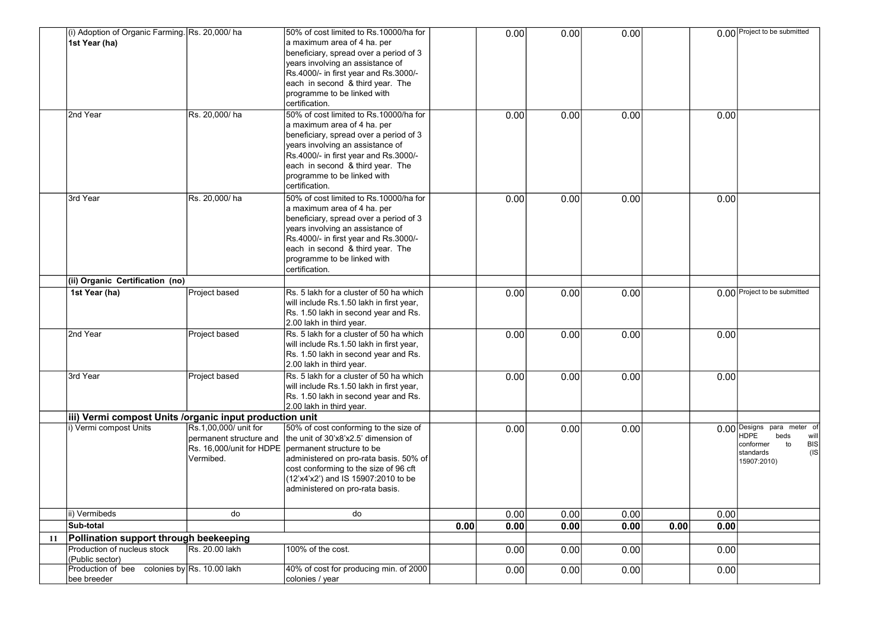| | | | | | | | | | | |
|---|---|---|---|---|---|---|---|---|---|---|
| | (i) Adoption of Organic Farming. 1st Year (ha) | Rs. 20,000/ ha | 50% of cost limited to Rs.10000/ha for a maximum area of 4 ha. per beneficiary, spread over a period of 3 years involving an assistance of Rs.4000/- in first year and Rs.3000/- each in second & third year. The programme to be linked with certification. | | 0.00 | 0.00 | 0.00 | | 0.00 | Project to be submitted |
| | 2nd Year | Rs. 20,000/ ha | 50% of cost limited to Rs.10000/ha for a maximum area of 4 ha. per beneficiary, spread over a period of 3 years involving an assistance of Rs.4000/- in first year and Rs.3000/- each in second & third year. The programme to be linked with certification. | | 0.00 | 0.00 | 0.00 | | 0.00 | |
| | 3rd Year | Rs. 20,000/ ha | 50% of cost limited to Rs.10000/ha for a maximum area of 4 ha. per beneficiary, spread over a period of 3 years involving an assistance of Rs.4000/- in first year and Rs.3000/- each in second & third year. The programme to be linked with certification. | | 0.00 | 0.00 | 0.00 | | 0.00 | |
| | **(ii) Organic Certification (no)** | | | | | | | | | |
| | **1st Year (ha)** | Project based | Rs. 5 lakh for a cluster of 50 ha which will include Rs.1.50 lakh in first year, Rs. 1.50 lakh in second year and Rs. 2.00 lakh in third year. | | 0.00 | 0.00 | 0.00 | | 0.00 | Project to be submitted |
| | 2nd Year | Project based | Rs. 5 lakh for a cluster of 50 ha which will include Rs.1.50 lakh in first year, Rs. 1.50 lakh in second year and Rs. 2.00 lakh in third year. | | 0.00 | 0.00 | 0.00 | | 0.00 | |
| | 3rd Year | Project based | Rs. 5 lakh for a cluster of 50 ha which will include Rs.1.50 lakh in first year, Rs. 1.50 lakh in second year and Rs. 2.00 lakh in third year. | | 0.00 | 0.00 | 0.00 | | 0.00 | |
| | **iii) Vermi compost Units /organic input production unit** | | | | | | | | | |
| | i) Vermi compost Units | Rs.1,00,000/ unit for permanent structure and Rs. 16,000/unit for HDPE Vermibed. | 50% of cost conforming to the size of the unit of 30'x8'x2.5' dimension of permanent structure to be administered on pro-rata basis. 50% of cost conforming to the size of 96 cft (12'x4'x2') and IS 15907:2010 to be administered on pro-rata basis. | | 0.00 | 0.00 | 0.00 | | 0.00 | Designs para meter of HDPE beds will conformer to BIS standards (IS 15907:2010) |
| | ii) Vermibeds | do | do | | 0.00 | 0.00 | 0.00 | | 0.00 | |
| | **Sub-total** | | | **0.00** | **0.00** | **0.00** | **0.00** | **0.00** | **0.00** | |
| **11** | **Pollination support through beekeeping** | | | | | | | | | |
| | Production of nucleus stock (Public sector) | Rs. 20.00 lakh | 100% of the cost. | | 0.00 | 0.00 | 0.00 | | 0.00 | |
| | Production of bee colonies by bee breeder | Rs. 10.00 lakh | 40% of cost for producing min. of 2000 colonies / year | | 0.00 | 0.00 | 0.00 | | 0.00 | |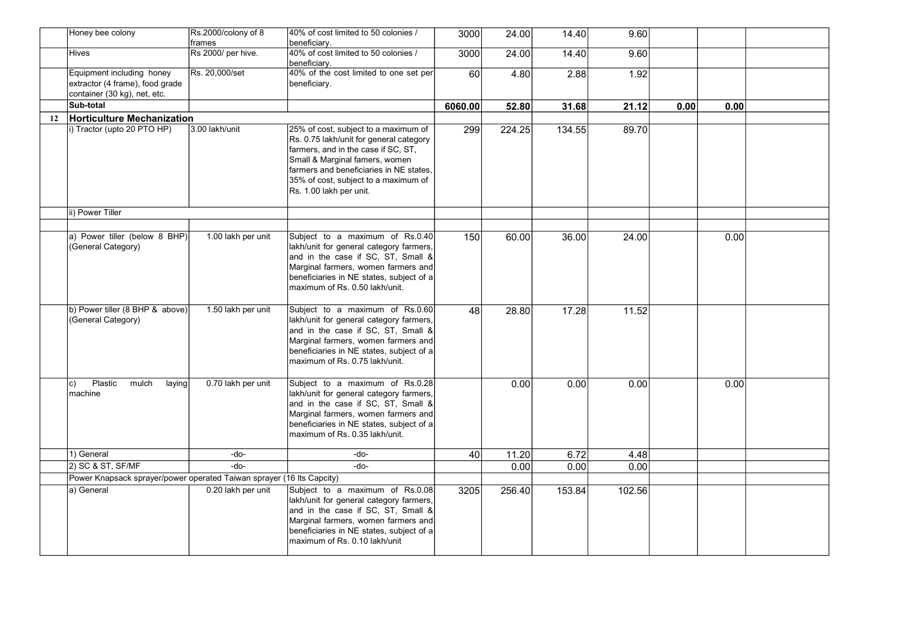| | | | | | | | | | | |
|---|---|---|---|---|---|---|---|---|---|---|
| | Honey bee colony | Rs.2000/colony of 8 frames | 40% of cost limited to 50 colonies / beneficiary. | 3000 | 24.00 | 14.40 | 9.60 | | | |
| | Hives | Rs 2000/ per hive. | 40% of cost limited to 50 colonies / beneficiary. | 3000 | 24.00 | 14.40 | 9.60 | | | |
| | Equipment including honey extractor (4 frame), food grade container (30 kg), net, etc. | Rs. 20,000/set | 40% of the cost limited to one set per beneficiary. | 60 | 4.80 | 2.88 | 1.92 | | | |
| | **Sub-total** | | | **6060.00** | **52.80** | **31.68** | **21.12** | **0.00** | **0.00** | |
| **12** | **Horticulture Mechanization** | | | | | | | | | |
| | i) Tractor (upto 20 PTO HP) | 3.00 lakh/unit | 25% of cost, subject to a maximum of Rs. 0.75 lakh/unit for general category farmers, and in the case if SC, ST, Small & Marginal famers, women farmers and beneficiaries in NE states, 35% of cost, subject to a maximum of Rs. 1.00 lakh per unit. | 299 | 224.25 | 134.55 | 89.70 | | | |
| | ii) Power Tiller | | | | | | | | | |
| | | | | | | | | | | |
| | a) Power tiller (below 8 BHP) (General Category) | 1.00 lakh per unit | Subject to a maximum of Rs.0.40 lakh/unit for general category farmers, and in the case if SC, ST, Small & Marginal farmers, women farmers and beneficiaries in NE states, subject of a maximum of Rs. 0.50 lakh/unit. | 150 | 60.00 | 36.00 | 24.00 | | 0.00 | |
| | b) Power tiller (8 BHP & above) (General Category) | 1.50 lakh per unit | Subject to a maximum of Rs.0.60 lakh/unit for general category farmers, and in the case if SC, ST, Small & Marginal farmers, women farmers and beneficiaries in NE states, subject of a maximum of Rs. 0.75 lakh/unit. | 48 | 28.80 | 17.28 | 11.52 | | | |
| | c) Plastic mulch laying machine | 0.70 lakh per unit | Subject to a maximum of Rs.0.28 lakh/unit for general category farmers, and in the case if SC, ST, Small & Marginal farmers, women farmers and beneficiaries in NE states, subject of a maximum of Rs. 0.35 lakh/unit. | | 0.00 | 0.00 | 0.00 | | 0.00 | |
| | 1) General | -do- | -do- | 40 | 11.20 | 6.72 | 4.48 | | | |
| | 2) SC & ST, SF/MF | -do- | -do- | | 0.00 | 0.00 | 0.00 | | | |
| | Power Knapsack sprayer/power operated Taiwan sprayer (16 lts Capcity) | | | | | | | | | |
| | a) General | 0.20 lakh per unit | Subject to a maximum of Rs.0.08 lakh/unit for general category farmers, and in the case if SC, ST, Small & Marginal farmers, women farmers and beneficiaries in NE states, subject of a maximum of Rs. 0.10 lakh/unit | 3205 | 256.40 | 153.84 | 102.56 | | | |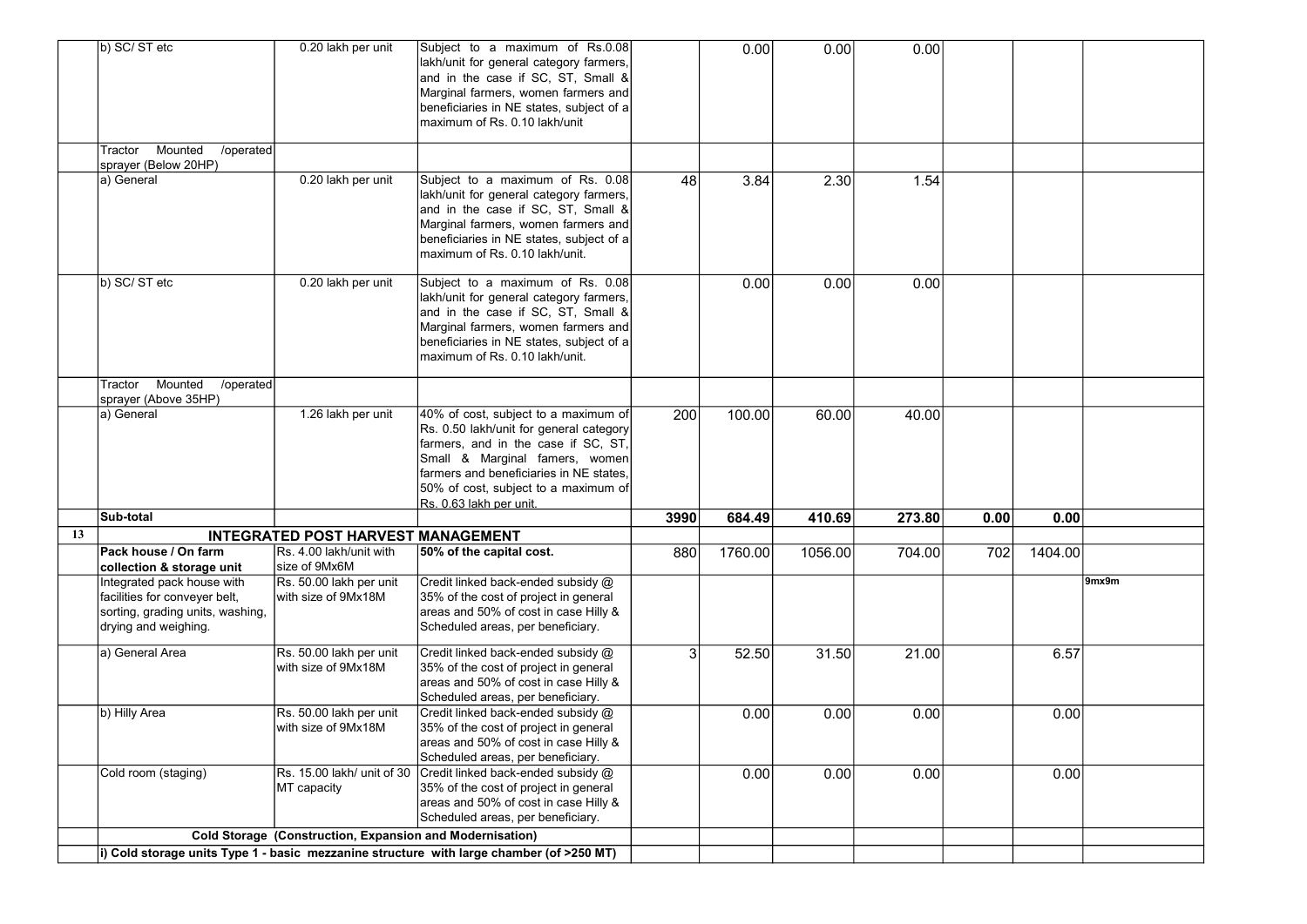| | | | | | | | | | | |
|---|---|---|---|---|---|---|---|---|---|---|
| | b) SC/ ST etc | 0.20 lakh per unit | Subject to a maximum of Rs.0.08 lakh/unit for general category farmers, and in the case if SC, ST, Small & Marginal farmers, women farmers and beneficiaries in NE states, subject of a maximum of Rs. 0.10 lakh/unit | | 0.00 | 0.00 | 0.00 | | | |
| | Tractor Mounted /operated sprayer (Below 20HP) | | | | | | | | | |
| | a) General | 0.20 lakh per unit | Subject to a maximum of Rs. 0.08 lakh/unit for general category farmers, and in the case if SC, ST, Small & Marginal farmers, women farmers and beneficiaries in NE states, subject of a maximum of Rs. 0.10 lakh/unit. | 48 | 3.84 | 2.30 | 1.54 | | | |
| | b) SC/ ST etc | 0.20 lakh per unit | Subject to a maximum of Rs. 0.08 lakh/unit for general category farmers, and in the case if SC, ST, Small & Marginal farmers, women farmers and beneficiaries in NE states, subject of a maximum of Rs. 0.10 lakh/unit. | | 0.00 | 0.00 | 0.00 | | | |
| | Tractor Mounted /operated sprayer (Above 35HP) | | | | | | | | | |
| | a) General | 1.26 lakh per unit | 40% of cost, subject to a maximum of Rs. 0.50 lakh/unit for general category farmers, and in the case if SC, ST, Small & Marginal famers, women farmers and beneficiaries in NE states, 50% of cost, subject to a maximum of Rs. 0.63 lakh per unit. | 200 | 100.00 | 60.00 | 40.00 | | | |
| | **Sub-total** | | | **3990** | **684.49** | **410.69** | **273.80** | **0.00** | **0.00** | |
| 13 | **INTEGRATED POST HARVEST MANAGEMENT** | | | | | | | | | |
| | **Pack house / On farm collection & storage unit** | Rs. 4.00 lakh/unit with size of 9Mx6M | **50% of the capital cost.** | 880 | 1760.00 | 1056.00 | 704.00 | 702 | 1404.00 | |
| | Integrated pack house with facilities for conveyer belt, sorting, grading units, washing, drying and weighing. | Rs. 50.00 lakh per unit with size of 9Mx18M | Credit linked back-ended subsidy @ 35% of the cost of project in general areas and 50% of cost in case Hilly & Scheduled areas, per beneficiary. | | | | | | | **9mx9m** |
| | a) General Area | Rs. 50.00 lakh per unit with size of 9Mx18M | Credit linked back-ended subsidy @ 35% of the cost of project in general areas and 50% of cost in case Hilly & Scheduled areas, per beneficiary. | 3 | 52.50 | 31.50 | 21.00 | | 6.57 | |
| | b) Hilly Area | Rs. 50.00 lakh per unit with size of 9Mx18M | Credit linked back-ended subsidy @ 35% of the cost of project in general areas and 50% of cost in case Hilly & Scheduled areas, per beneficiary. | | 0.00 | 0.00 | 0.00 | | 0.00 | |
| | Cold room (staging) | Rs. 15.00 lakh/ unit of 30 MT capacity | Credit linked back-ended subsidy @ 35% of the cost of project in general areas and 50% of cost in case Hilly & Scheduled areas, per beneficiary. | | 0.00 | 0.00 | 0.00 | | 0.00 | |
| | **Cold Storage (Construction, Expansion and Modernisation)** | | | | | | | | | |
| | **i) Cold storage units Type 1 - basic mezzanine structure with large chamber (of >250 MT)** | | | | | | | | | |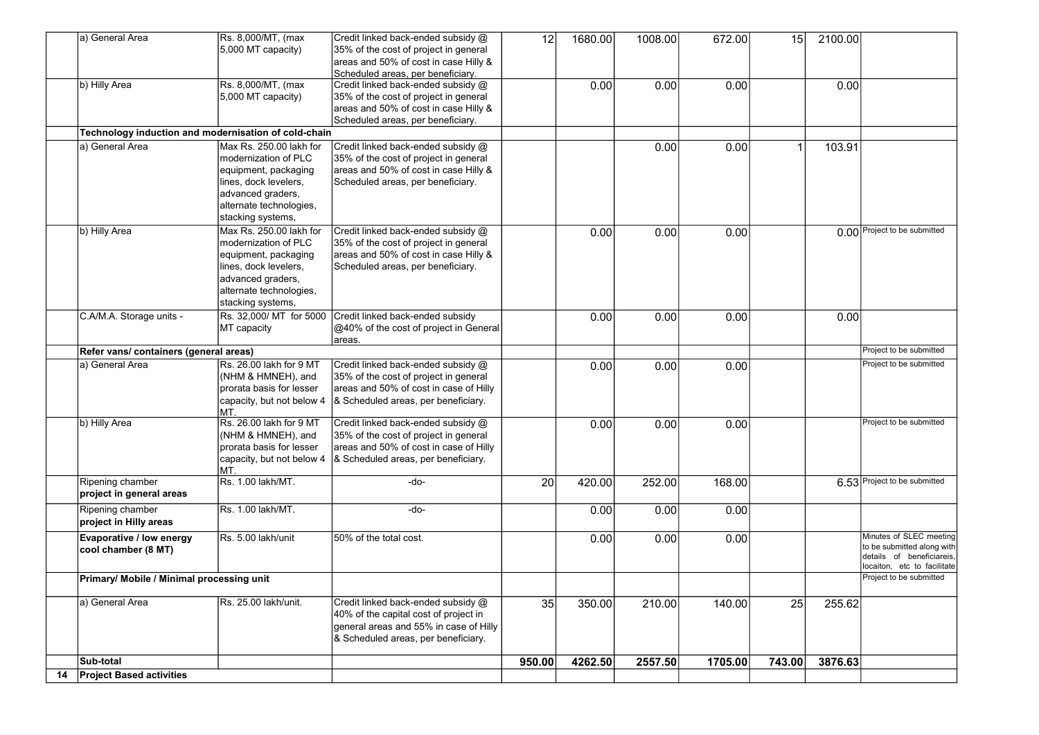| | | | | | | | | | | |
|---|---|---|---|---|---|---|---|---|---|---|
| | a) General Area | Rs. 8,000/MT, (max 5,000 MT capacity) | Credit linked back-ended subsidy @ 35% of the cost of project in general areas and 50% of cost in case Hilly & Scheduled areas, per beneficiary. | 12 | 1680.00 | 1008.00 | 672.00 | 15 | 2100.00 | |
| | b) Hilly Area | Rs. 8,000/MT, (max 5,000 MT capacity) | Credit linked back-ended subsidy @ 35% of the cost of project in general areas and 50% of cost in case Hilly & Scheduled areas, per beneficiary. | | 0.00 | 0.00 | 0.00 | | 0.00 | |
| | **Technology induction and modernisation of cold-chain** | | | | | | | | | |
| | a) General Area | Max Rs. 250.00 lakh for modernization of PLC equipment, packaging lines, dock levelers, advanced graders, alternate technologies, stacking systems, | Credit linked back-ended subsidy @ 35% of the cost of project in general areas and 50% of cost in case Hilly & Scheduled areas, per beneficiary. | | | 0.00 | 0.00 | 1 | 103.91 | |
| | b) Hilly Area | Max Rs. 250.00 lakh for modernization of PLC equipment, packaging lines, dock levelers, advanced graders, alternate technologies, stacking systems, | Credit linked back-ended subsidy @ 35% of the cost of project in general areas and 50% of cost in case Hilly & Scheduled areas, per beneficiary. | | 0.00 | 0.00 | 0.00 | | 0.00 | Project to be submitted |
| | C.A/M.A. Storage units - | Rs. 32,000/ MT for 5000 MT capacity | Credit linked back-ended subsidy @40% of the cost of project in General areas. | | 0.00 | 0.00 | 0.00 | | 0.00 | |
| | **Refer vans/ containers (general areas)** | | | | | | | | | Project to be submitted |
| | a) General Area | Rs. 26.00 lakh for 9 MT (NHM & HMNEH), and prorata basis for lesser capacity, but not below 4 MT. | Credit linked back-ended subsidy @ 35% of the cost of project in general areas and 50% of cost in case of Hilly & Scheduled areas, per beneficiary. | | 0.00 | 0.00 | 0.00 | | | Project to be submitted |
| | b) Hilly Area | Rs. 26.00 lakh for 9 MT (NHM & HMNEH), and prorata basis for lesser capacity, but not below 4 MT. | Credit linked back-ended subsidy @ 35% of the cost of project in general areas and 50% of cost in case of Hilly & Scheduled areas, per beneficiary. | | 0.00 | 0.00 | 0.00 | | | Project to be submitted |
| | Ripening chamber **project in general areas** | Rs. 1.00 lakh/MT. | -do- | 20 | 420.00 | 252.00 | 168.00 | | 6.53 | Project to be submitted |
| | Ripening chamber **project in Hilly areas** | Rs. 1.00 lakh/MT. | -do- | | 0.00 | 0.00 | 0.00 | | | |
| | **Evaporative / low energy cool chamber (8 MT)** | Rs. 5.00 lakh/unit | 50% of the total cost. | | 0.00 | 0.00 | 0.00 | | | Minutes of SLEC meeting to be submitted along with details of beneficiareis, locaiton, etc to facilitate |
| | **Primary/ Mobile / Minimal processing unit** | | | | | | | | | Project to be submitted |
| | a) General Area | Rs. 25.00 lakh/unit. | Credit linked back-ended subsidy @ 40% of the capital cost of project in general areas and 55% in case of Hilly & Scheduled areas, per beneficiary. | 35 | 350.00 | 210.00 | 140.00 | 25 | 255.62 | |
| | **Sub-total** | | | **950.00** | **4262.50** | **2557.50** | **1705.00** | **743.00** | **3876.63** | |
| **14** | **Project Based activities** | | | | | | | | | |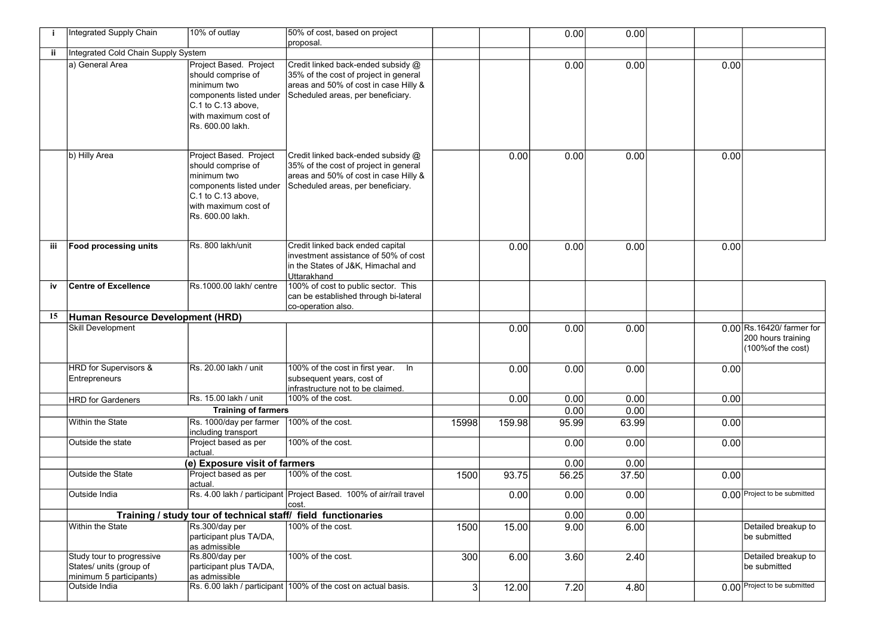| | | | | | | | | | | |
|---|---|---|---|---|---|---|---|---|---|---|
| i | Integrated Supply Chain | 10% of outlay | 50% of cost, based on project proposal. | | | 0.00 | 0.00 | | | |
| ii | Integrated Cold Chain Supply System | | | | | | | | | |
| | a) General Area | Project Based. Project should comprise of minimum two components listed under C.1 to C.13 above, with maximum cost of Rs. 600.00 lakh. | Credit linked back-ended subsidy @ 35% of the cost of project in general areas and 50% of cost in case Hilly & Scheduled areas, per beneficiary. | | | 0.00 | 0.00 | | 0.00 | |
| | b) Hilly Area | Project Based. Project should comprise of minimum two components listed under C.1 to C.13 above, with maximum cost of Rs. 600.00 lakh. | Credit linked back-ended subsidy @ 35% of the cost of project in general areas and 50% of cost in case Hilly & Scheduled areas, per beneficiary. | | 0.00 | 0.00 | 0.00 | | 0.00 | |
| iii | **Food processing units** | Rs. 800 lakh/unit | Credit linked back ended capital investment assistance of 50% of cost in the States of J&K, Himachal and Uttarakhand | | 0.00 | 0.00 | 0.00 | | 0.00 | |
| iv | **Centre of Excellence** | Rs.1000.00 lakh/ centre | 100% of cost to public sector. This can be established through bi-lateral co-operation also. | | | | | | | |
| **15** | **Human Resource Development (HRD)** | | | | | | | | | |
| | Skill Development | | | | 0.00 | 0.00 | 0.00 | | 0.00 | Rs.16420/ farmer for 200 hours training (100%of the cost) |
| | HRD for Supervisors & Entrepreneurs | Rs. 20.00 lakh / unit | 100% of the cost in first year. In subsequent years, cost of infrastructure not to be claimed. | | 0.00 | 0.00 | 0.00 | | 0.00 | |
| | HRD for Gardeners | Rs. 15.00 lakh / unit | 100% of the cost. | | 0.00 | 0.00 | 0.00 | | 0.00 | |
| | **Training of farmers** | | | | | 0.00 | 0.00 | | | |
| | Within the State | Rs. 1000/day per farmer including transport | 100% of the cost. | 15998 | 159.98 | 95.99 | 63.99 | | 0.00 | |
| | Outside the state | Project based as per actual. | 100% of the cost. | | | 0.00 | 0.00 | | 0.00 | |
| | **(e) Exposure visit of farmers** | | | | | 0.00 | 0.00 | | | |
| | Outside the State | Project based as per actual. | 100% of the cost. | 1500 | 93.75 | 56.25 | 37.50 | | 0.00 | |
| | Outside India | Rs. 4.00 lakh / participant | Project Based. 100% of air/rail travel cost. | | 0.00 | 0.00 | 0.00 | | 0.00 | Project to be submitted |
| | **Training / study tour of technical staff/ field functionaries** | | | | | 0.00 | 0.00 | | | |
| | Within the State | Rs.300/day per participant plus TA/DA, as admissible | 100% of the cost. | 1500 | 15.00 | 9.00 | 6.00 | | | Detailed breakup to be submitted |
| | Study tour to progressive States/ units (group of minimum 5 participants) | Rs.800/day per participant plus TA/DA, as admissible | 100% of the cost. | 300 | 6.00 | 3.60 | 2.40 | | | Detailed breakup to be submitted |
| | Outside India | Rs. 6.00 lakh / participant | 100% of the cost on actual basis. | 3 | 12.00 | 7.20 | 4.80 | | 0.00 | Project to be submitted |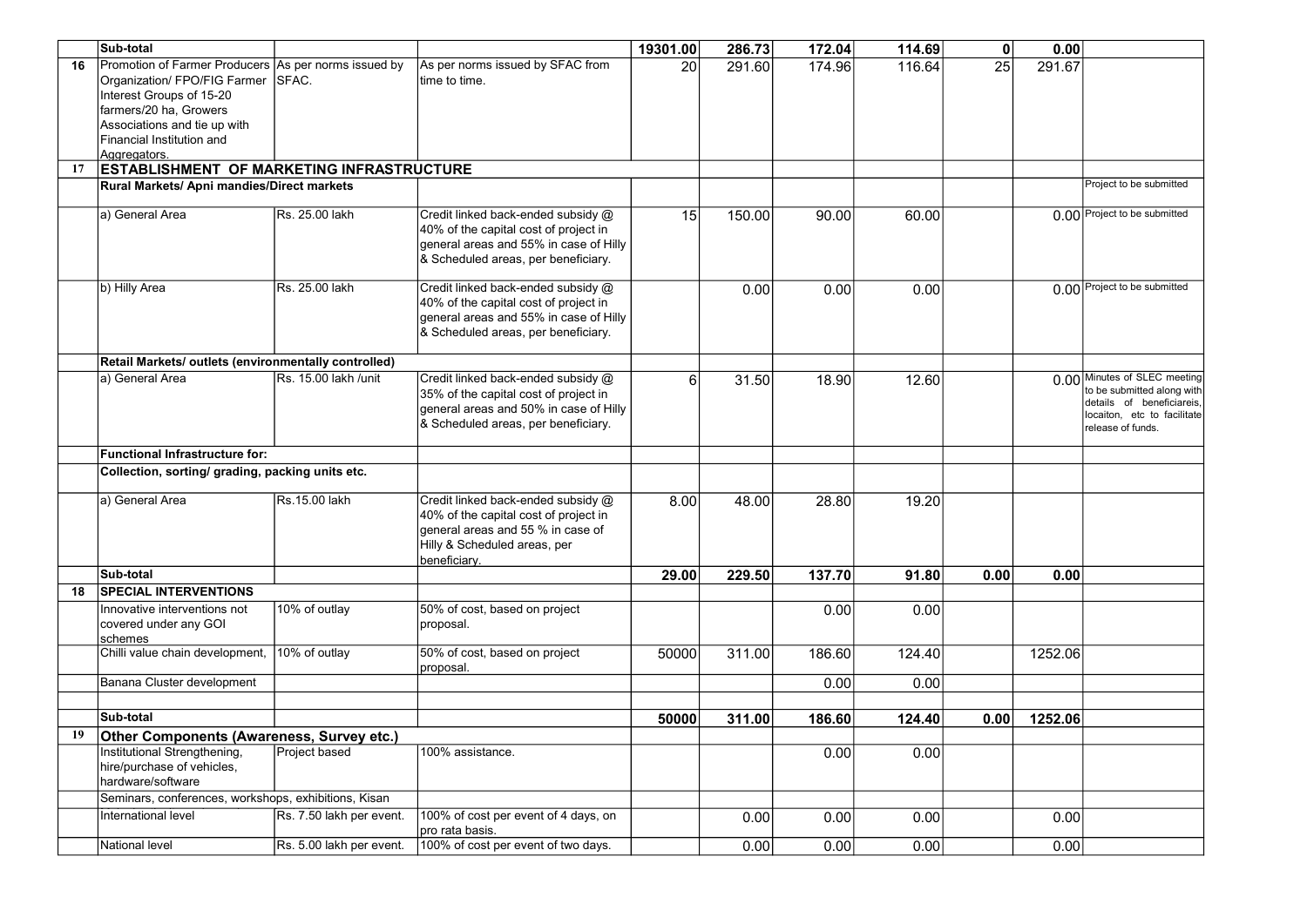| | | | | | | | | | | |
|---|---|---|---|---|---|---|---|---|---|---|
| | **Sub-total** | | | **19301.00** | **286.73** | **172.04** | **114.69** | **0** | **0.00** | |
| **16** | Promotion of Farmer Producers Organization/ FPO/FIG Farmer Interest Groups of 15-20 farmers/20 ha, Growers Associations and tie up with Financial Institution and Aggregators. | As per norms issued by SFAC. | As per norms issued by SFAC from time to time. | 20 | 291.60 | 174.96 | 116.64 | 25 | 291.67 | |
| **17** | **ESTABLISHMENT OF MARKETING INFRASTRUCTURE** | | | | | | | | | |
| | **Rural Markets/ Apni mandies/Direct markets** | | | | | | | | | Project to be submitted |
| | a) General Area | Rs. 25.00 lakh | Credit linked back-ended subsidy @ 40% of the capital cost of project in general areas and 55% in case of Hilly & Scheduled areas, per beneficiary. | 15 | 150.00 | 90.00 | 60.00 | | 0.00 | Project to be submitted |
| | b) Hilly Area | Rs. 25.00 lakh | Credit linked back-ended subsidy @ 40% of the capital cost of project in general areas and 55% in case of Hilly & Scheduled areas, per beneficiary. | | 0.00 | 0.00 | 0.00 | | 0.00 | Project to be submitted |
| | **Retail Markets/ outlets (environmentally controlled)** | | | | | | | | | |
| | a) General Area | Rs. 15.00 lakh /unit | Credit linked back-ended subsidy @ 35% of the capital cost of project in general areas and 50% in case of Hilly & Scheduled areas, per beneficiary. | 6 | 31.50 | 18.90 | 12.60 | | 0.00 | Minutes of SLEC meeting to be submitted along with details of beneficiareis, locaiton, etc to facilitate release of funds. |
| | **Functional Infrastructure for:** | | | | | | | | | |
| | **Collection, sorting/ grading, packing units etc.** | | | | | | | | | |
| | a) General Area | Rs.15.00 lakh | Credit linked back-ended subsidy @ 40% of the capital cost of project in general areas and 55 % in case of Hilly & Scheduled areas, per beneficiary. | 8.00 | 48.00 | 28.80 | 19.20 | | | |
| | **Sub-total** | | | **29.00** | **229.50** | **137.70** | **91.80** | **0.00** | **0.00** | |
| **18** | **SPECIAL INTERVENTIONS** | | | | | | | | | |
| | Innovative interventions not covered under any GOI schemes | 10% of outlay | 50% of cost, based on project proposal. | | | 0.00 | 0.00 | | | |
| | Chilli value chain development, | 10% of outlay | 50% of cost, based on project proposal. | 50000 | 311.00 | 186.60 | 124.40 | | 1252.06 | |
| | Banana Cluster development | | | | | 0.00 | 0.00 | | | |
| | | | | | | | | | | |
| | **Sub-total** | | | **50000** | **311.00** | **186.60** | **124.40** | **0.00** | **1252.06** | |
| **19** | **Other Components (Awareness, Survey etc.)** | | | | | | | | | |
| | Institutional Strengthening, hire/purchase of vehicles, hardware/software | Project based | 100% assistance. | | | 0.00 | 0.00 | | | |
| | Seminars, conferences, workshops, exhibitions, Kisan | | | | | | | | | |
| | International level | Rs. 7.50 lakh per event. | 100% of cost per event of 4 days, on pro rata basis. | | 0.00 | 0.00 | 0.00 | | 0.00 | |
| | National level | Rs. 5.00 lakh per event. | 100% of cost per event of two days. | | 0.00 | 0.00 | 0.00 | | 0.00 | |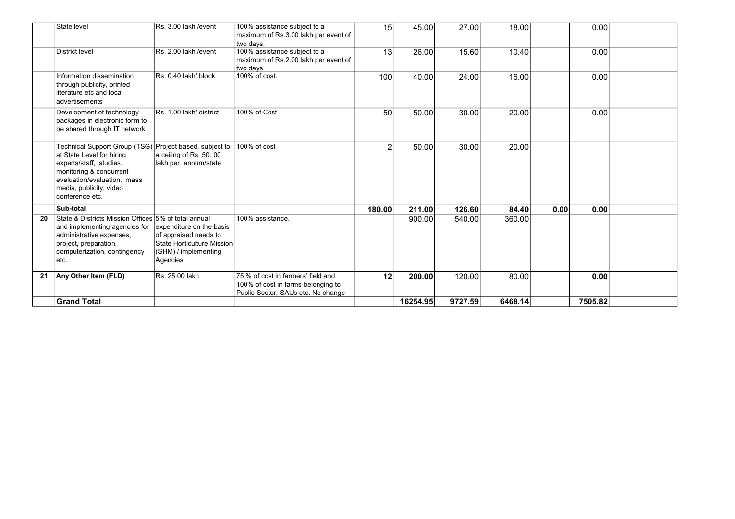| | | | | | | | | | | |
|---|---|---|---|---|---|---|---|---|---|---|
| | State level | Rs. 3.00 lakh /event | 100% assistance subject to a maximum of Rs.3.00 lakh per event of two days. | 15 | 45.00 | 27.00 | 18.00 | | 0.00 | |
| | District level | Rs. 2.00 lakh /event | 100% assistance subject to a maximum of Rs.2.00 lakh per event of two days. | 13 | 26.00 | 15.60 | 10.40 | | 0.00 | |
| | Information dissemination through publicity, printed literature etc and local advertisements | Rs. 0.40 lakh/ block | 100% of cost. | 100 | 40.00 | 24.00 | 16.00 | | 0.00 | |
| | Development of technology packages in electronic form to be shared through IT network | Rs. 1.00 lakh/ district | 100% of Cost | 50 | 50.00 | 30.00 | 20.00 | | 0.00 | |
| | Technical Support Group (TSG) at State Level for hiring experts/staff, studies, monitoring & concurrent evaluation/evaluation, mass media, publicity, video conference etc. | Project based, subject to a ceiling of Rs. 50. 00 lakh per annum/state | 100% of cost | 2 | 50.00 | 30.00 | 20.00 | | | |
| | **Sub-total** | | | **180.00** | **211.00** | **126.60** | **84.40** | **0.00** | **0.00** | |
| **20** | State & Districts Mission Offices and implementing agencies for administrative expenses, project, preparation, computerization, contingency etc. | 5% of total annual expenditure on the basis of appraised needs to State Horticulture Mission (SHM) / implementing Agencies | 100% assistance. | | 900.00 | 540.00 | 360.00 | | | |
| **21** | **Any Other Item (FLD)** | Rs. 25.00 lakh | 75 % of cost in farmers' field and 100% of cost in farms belonging to Public Sector, SAUs etc. No change | **12** | **200.00** | 120.00 | 80.00 | | **0.00** | |
| | **Grand Total** | | | | **16254.95** | **9727.59** | **6468.14** | | **7505.82** | |